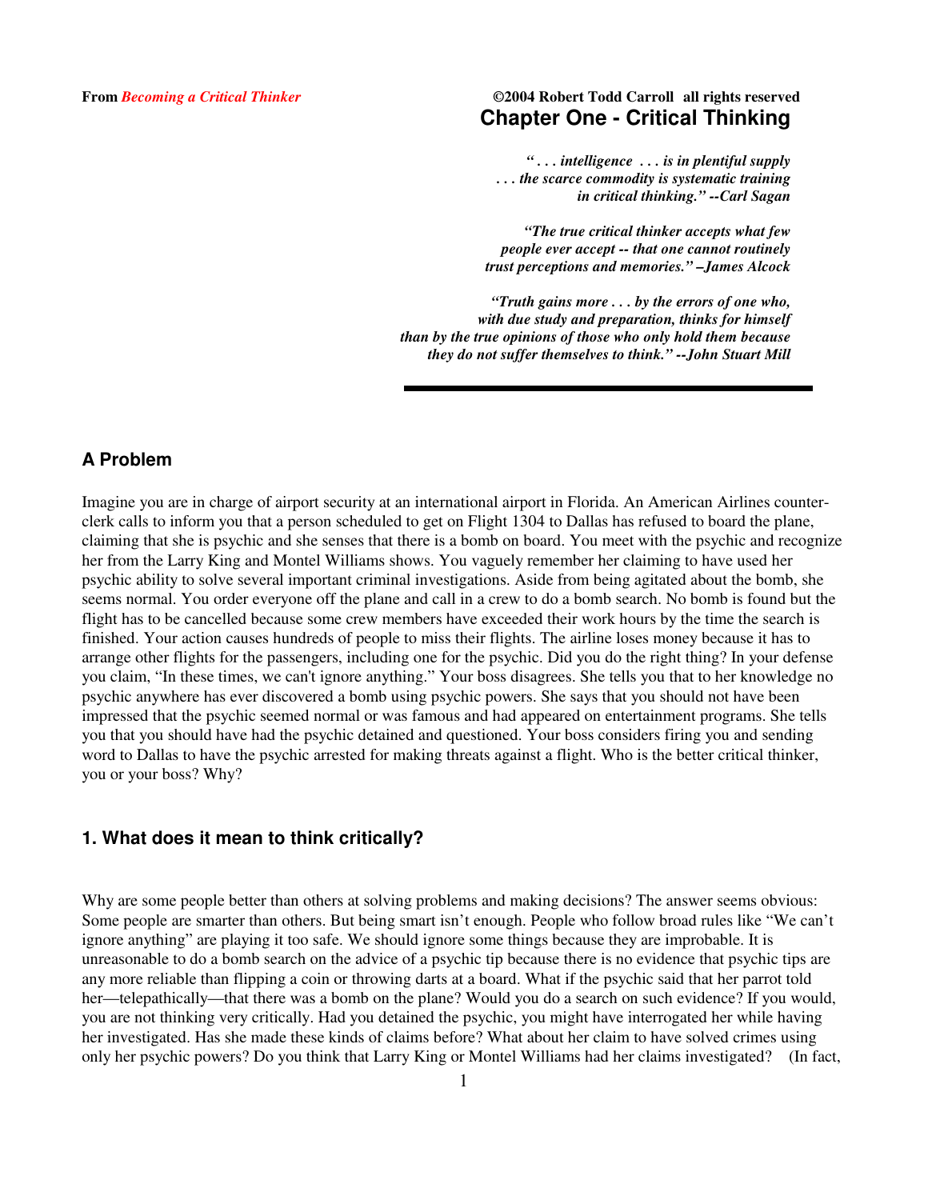**From *Becoming a Critical Thinker*** **©2004 Robert Todd Carroll all rights reserved**

# Chapter One - Critical Thinking

> ***" . . . intelligence . . . is in plentiful supply . . . the scarce commodity is systematic training in critical thinking." --Carl Sagan***
>
> ***"The true critical thinker accepts what few people ever accept -- that one cannot routinely trust perceptions and memories." –James Alcock***
>
> ***"Truth gains more . . . by the errors of one who, with due study and preparation, thinks for himself than by the true opinions of those who only hold them because they do not suffer themselves to think." --John Stuart Mill***

---

## A Problem

Imagine you are in charge of airport security at an international airport in Florida. An American Airlines counter-clerk calls to inform you that a person scheduled to get on Flight 1304 to Dallas has refused to board the plane, claiming that she is psychic and she senses that there is a bomb on board. You meet with the psychic and recognize her from the Larry King and Montel Williams shows. You vaguely remember her claiming to have used her psychic ability to solve several important criminal investigations. Aside from being agitated about the bomb, she seems normal. You order everyone off the plane and call in a crew to do a bomb search. No bomb is found but the flight has to be cancelled because some crew members have exceeded their work hours by the time the search is finished. Your action causes hundreds of people to miss their flights. The airline loses money because it has to arrange other flights for the passengers, including one for the psychic. Did you do the right thing? In your defense you claim, "In these times, we can't ignore anything." Your boss disagrees. She tells you that to her knowledge no psychic anywhere has ever discovered a bomb using psychic powers. She says that you should not have been impressed that the psychic seemed normal or was famous and had appeared on entertainment programs. She tells you that you should have had the psychic detained and questioned. Your boss considers firing you and sending word to Dallas to have the psychic arrested for making threats against a flight. Who is the better critical thinker, you or your boss? Why?

## 1. What does it mean to think critically?

Why are some people better than others at solving problems and making decisions? The answer seems obvious: Some people are smarter than others. But being smart isn't enough. People who follow broad rules like "We can't ignore anything" are playing it too safe. We should ignore some things because they are improbable. It is unreasonable to do a bomb search on the advice of a psychic tip because there is no evidence that psychic tips are any more reliable than flipping a coin or throwing darts at a board. What if the psychic said that her parrot told her—telepathically—that there was a bomb on the plane? Would you do a search on such evidence? If you would, you are not thinking very critically. Had you detained the psychic, you might have interrogated her while having her investigated. Has she made these kinds of claims before? What about her claim to have solved crimes using only her psychic powers? Do you think that Larry King or Montel Williams had her claims investigated? (In fact,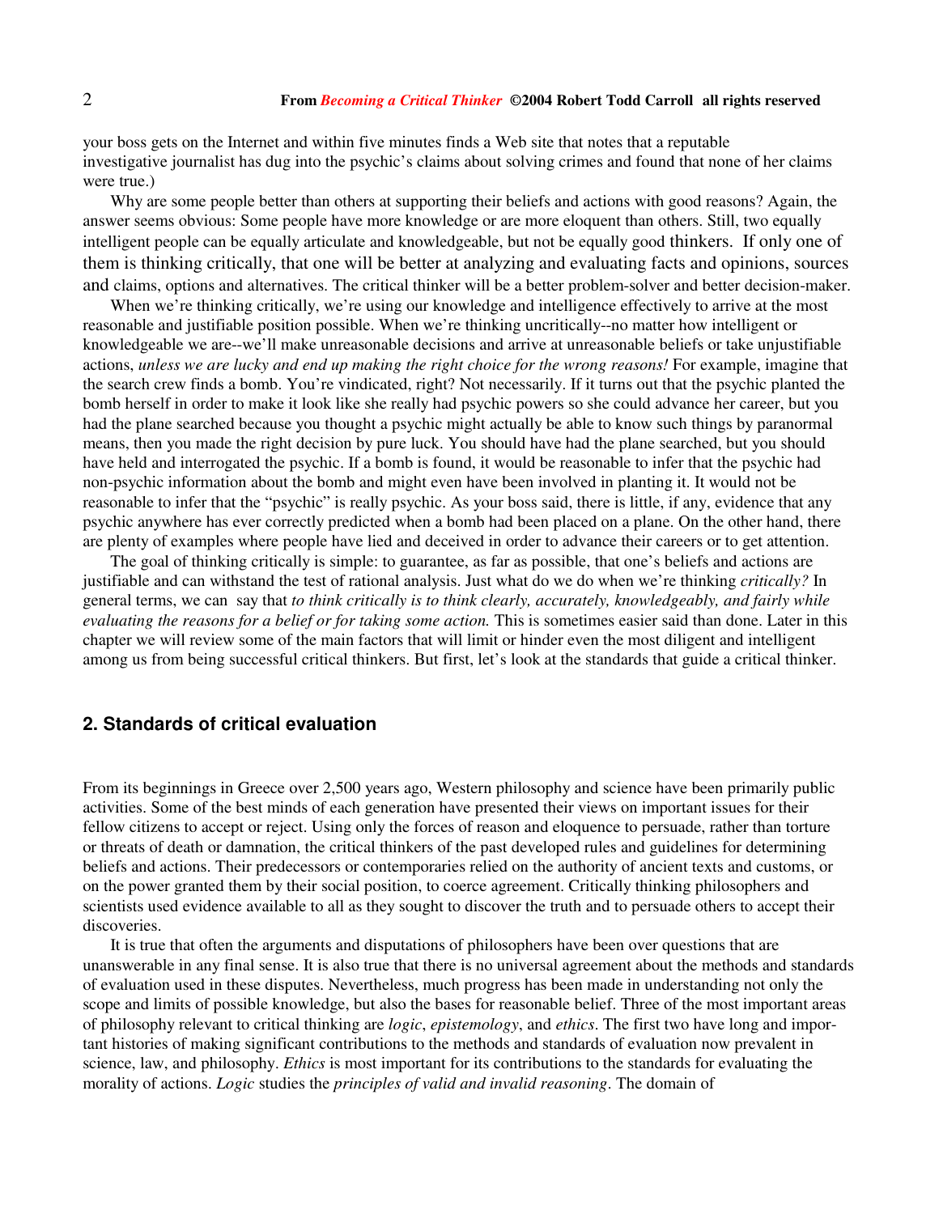your boss gets on the Internet and within five minutes finds a Web site that notes that a reputable investigative journalist has dug into the psychic's claims about solving crimes and found that none of her claims were true.)

Why are some people better than others at supporting their beliefs and actions with good reasons? Again, the answer seems obvious: Some people have more knowledge or are more eloquent than others. Still, two equally intelligent people can be equally articulate and knowledgeable, but not be equally good thinkers. If only one of them is thinking critically, that one will be better at analyzing and evaluating facts and opinions, sources and claims, options and alternatives. The critical thinker will be a better problem-solver and better decision-maker.

When we're thinking critically, we're using our knowledge and intelligence effectively to arrive at the most reasonable and justifiable position possible. When we're thinking uncritically--no matter how intelligent or knowledgeable we are--we'll make unreasonable decisions and arrive at unreasonable beliefs or take unjustifiable actions, *unless we are lucky and end up making the right choice for the wrong reasons!* For example, imagine that the search crew finds a bomb. You're vindicated, right? Not necessarily. If it turns out that the psychic planted the bomb herself in order to make it look like she really had psychic powers so she could advance her career, but you had the plane searched because you thought a psychic might actually be able to know such things by paranormal means, then you made the right decision by pure luck. You should have had the plane searched, but you should have held and interrogated the psychic. If a bomb is found, it would be reasonable to infer that the psychic had non-psychic information about the bomb and might even have been involved in planting it. It would not be reasonable to infer that the "psychic" is really psychic. As your boss said, there is little, if any, evidence that any psychic anywhere has ever correctly predicted when a bomb had been placed on a plane. On the other hand, there are plenty of examples where people have lied and deceived in order to advance their careers or to get attention.

The goal of thinking critically is simple: to guarantee, as far as possible, that one's beliefs and actions are justifiable and can withstand the test of rational analysis. Just what do we do when we're thinking *critically?* In general terms, we can say that *to think critically is to think clearly, accurately, knowledgeably, and fairly while evaluating the reasons for a belief or for taking some action.* This is sometimes easier said than done. Later in this chapter we will review some of the main factors that will limit or hinder even the most diligent and intelligent among us from being successful critical thinkers. But first, let's look at the standards that guide a critical thinker.

## 2. Standards of critical evaluation

From its beginnings in Greece over 2,500 years ago, Western philosophy and science have been primarily public activities. Some of the best minds of each generation have presented their views on important issues for their fellow citizens to accept or reject. Using only the forces of reason and eloquence to persuade, rather than torture or threats of death or damnation, the critical thinkers of the past developed rules and guidelines for determining beliefs and actions. Their predecessors or contemporaries relied on the authority of ancient texts and customs, or on the power granted them by their social position, to coerce agreement. Critically thinking philosophers and scientists used evidence available to all as they sought to discover the truth and to persuade others to accept their discoveries.

It is true that often the arguments and disputations of philosophers have been over questions that are unanswerable in any final sense. It is also true that there is no universal agreement about the methods and standards of evaluation used in these disputes. Nevertheless, much progress has been made in understanding not only the scope and limits of possible knowledge, but also the bases for reasonable belief. Three of the most important areas of philosophy relevant to critical thinking are *logic*, *epistemology*, and *ethics*. The first two have long and important histories of making significant contributions to the methods and standards of evaluation now prevalent in science, law, and philosophy. *Ethics* is most important for its contributions to the standards for evaluating the morality of actions. *Logic* studies the *principles of valid and invalid reasoning*. The domain of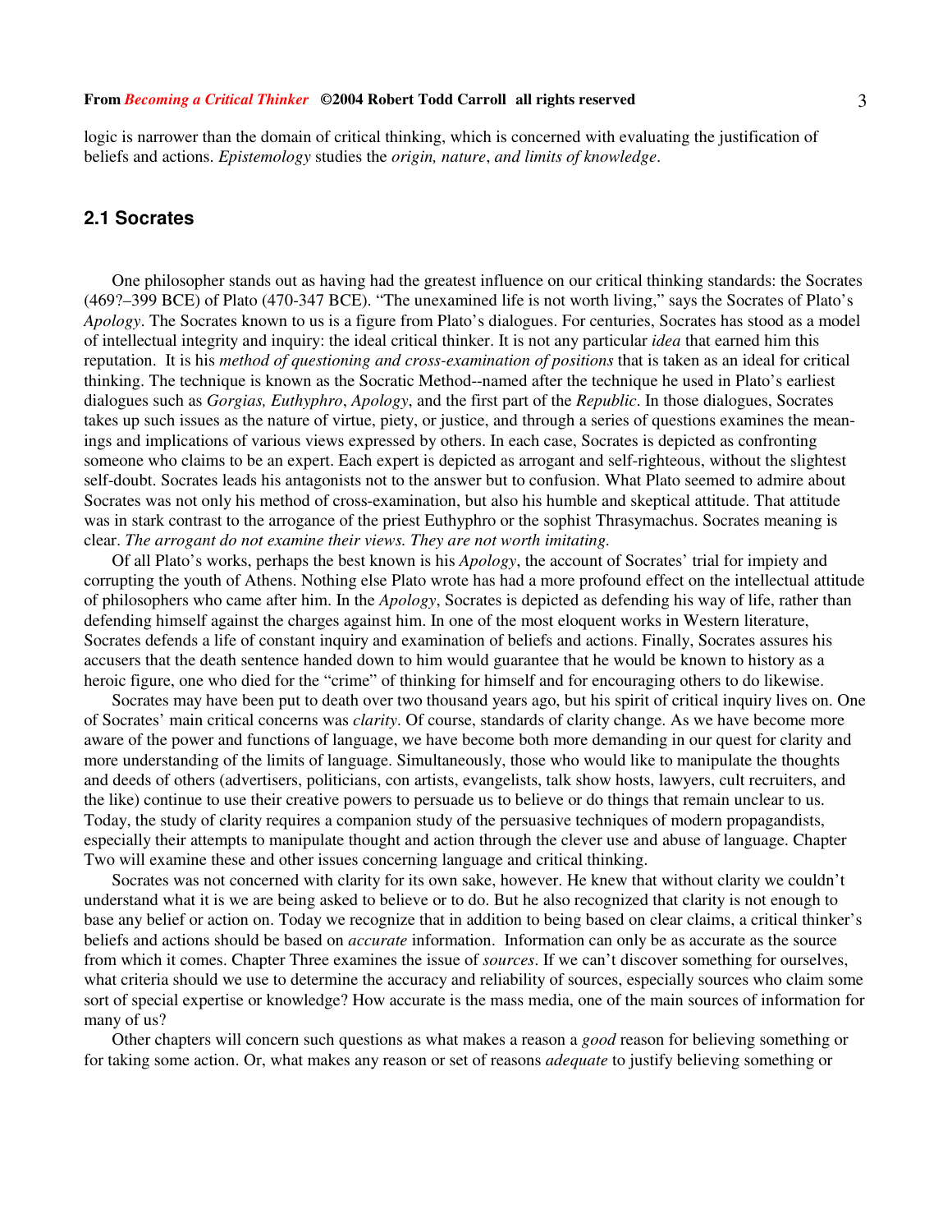logic is narrower than the domain of critical thinking, which is concerned with evaluating the justification of beliefs and actions. *Epistemology* studies the *origin, nature*, *and limits of knowledge*.

## 2.1 Socrates

One philosopher stands out as having had the greatest influence on our critical thinking standards: the Socrates (469?–399 BCE) of Plato (470-347 BCE). "The unexamined life is not worth living," says the Socrates of Plato's *Apology*. The Socrates known to us is a figure from Plato's dialogues. For centuries, Socrates has stood as a model of intellectual integrity and inquiry: the ideal critical thinker. It is not any particular *idea* that earned him this reputation. It is his *method of questioning and cross-examination of positions* that is taken as an ideal for critical thinking. The technique is known as the Socratic Method--named after the technique he used in Plato's earliest dialogues such as *Gorgias, Euthyphro*, *Apology*, and the first part of the *Republic*. In those dialogues, Socrates takes up such issues as the nature of virtue, piety, or justice, and through a series of questions examines the meanings and implications of various views expressed by others. In each case, Socrates is depicted as confronting someone who claims to be an expert. Each expert is depicted as arrogant and self-righteous, without the slightest self-doubt. Socrates leads his antagonists not to the answer but to confusion. What Plato seemed to admire about Socrates was not only his method of cross-examination, but also his humble and skeptical attitude. That attitude was in stark contrast to the arrogance of the priest Euthyphro or the sophist Thrasymachus. Socrates meaning is clear. *The arrogant do not examine their views. They are not worth imitating.*

Of all Plato's works, perhaps the best known is his *Apology*, the account of Socrates' trial for impiety and corrupting the youth of Athens. Nothing else Plato wrote has had a more profound effect on the intellectual attitude of philosophers who came after him. In the *Apology*, Socrates is depicted as defending his way of life, rather than defending himself against the charges against him. In one of the most eloquent works in Western literature, Socrates defends a life of constant inquiry and examination of beliefs and actions. Finally, Socrates assures his accusers that the death sentence handed down to him would guarantee that he would be known to history as a heroic figure, one who died for the "crime" of thinking for himself and for encouraging others to do likewise.

Socrates may have been put to death over two thousand years ago, but his spirit of critical inquiry lives on. One of Socrates' main critical concerns was *clarity*. Of course, standards of clarity change. As we have become more aware of the power and functions of language, we have become both more demanding in our quest for clarity and more understanding of the limits of language. Simultaneously, those who would like to manipulate the thoughts and deeds of others (advertisers, politicians, con artists, evangelists, talk show hosts, lawyers, cult recruiters, and the like) continue to use their creative powers to persuade us to believe or do things that remain unclear to us. Today, the study of clarity requires a companion study of the persuasive techniques of modern propagandists, especially their attempts to manipulate thought and action through the clever use and abuse of language. Chapter Two will examine these and other issues concerning language and critical thinking.

Socrates was not concerned with clarity for its own sake, however. He knew that without clarity we couldn't understand what it is we are being asked to believe or to do. But he also recognized that clarity is not enough to base any belief or action on. Today we recognize that in addition to being based on clear claims, a critical thinker's beliefs and actions should be based on *accurate* information. Information can only be as accurate as the source from which it comes. Chapter Three examines the issue of *sources*. If we can't discover something for ourselves, what criteria should we use to determine the accuracy and reliability of sources, especially sources who claim some sort of special expertise or knowledge? How accurate is the mass media, one of the main sources of information for many of us?

Other chapters will concern such questions as what makes a reason a *good* reason for believing something or for taking some action. Or, what makes any reason or set of reasons *adequate* to justify believing something or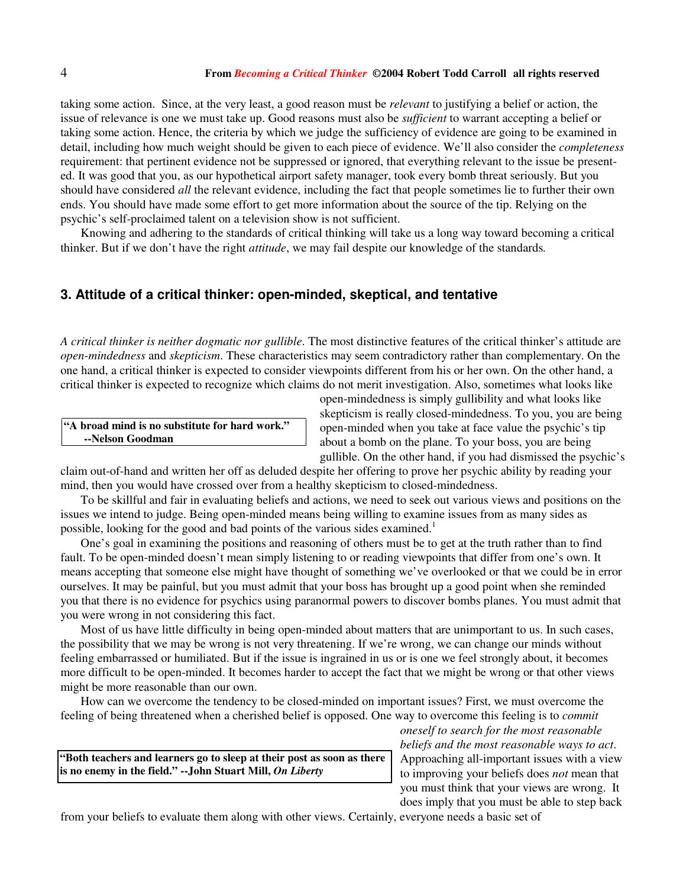taking some action. Since, at the very least, a good reason must be *relevant* to justifying a belief or action, the issue of relevance is one we must take up. Good reasons must also be *sufficient* to warrant accepting a belief or taking some action. Hence, the criteria by which we judge the sufficiency of evidence are going to be examined in detail, including how much weight should be given to each piece of evidence. We'll also consider the *completeness* requirement: that pertinent evidence not be suppressed or ignored, that everything relevant to the issue be presented. It was good that you, as our hypothetical airport safety manager, took every bomb threat seriously. But you should have considered *all* the relevant evidence, including the fact that people sometimes lie to further their own ends. You should have made some effort to get more information about the source of the tip. Relying on the psychic's self-proclaimed talent on a television show is not sufficient.

Knowing and adhering to the standards of critical thinking will take us a long way toward becoming a critical thinker. But if we don't have the right *attitude*, we may fail despite our knowledge of the standards.

## 3. Attitude of a critical thinker: open-minded, skeptical, and tentative

*A critical thinker is neither dogmatic nor gullible*. The most distinctive features of the critical thinker's attitude are *open-mindedness* and *skepticism*. These characteristics may seem contradictory rather than complementary. On the one hand, a critical thinker is expected to consider viewpoints different from his or her own. On the other hand, a critical thinker is expected to recognize which claims do not merit investigation. Also, sometimes what looks like open-mindedness is simply gullibility and what looks like skepticism is really closed-mindedness. To you, you are being open-minded when you take at face value the psychic's tip about a bomb on the plane. To your boss, you are being gullible. On the other hand, if you had dismissed the psychic's claim out-of-hand and written her off as deluded despite her offering to prove her psychic ability by reading your mind, then you would have crossed over from a healthy skepticism to closed-mindedness.

> **"A broad mind is no substitute for hard work." --Nelson Goodman**

To be skillful and fair in evaluating beliefs and actions, we need to seek out various views and positions on the issues we intend to judge. Being open-minded means being willing to examine issues from as many sides as possible, looking for the good and bad points of the various sides examined.[1]

One's goal in examining the positions and reasoning of others must be to get at the truth rather than to find fault. To be open-minded doesn't mean simply listening to or reading viewpoints that differ from one's own. It means accepting that someone else might have thought of something we've overlooked or that we could be in error ourselves. It may be painful, but you must admit that your boss has brought up a good point when she reminded you that there is no evidence for psychics using paranormal powers to discover bombs planes. You must admit that you were wrong in not considering this fact.

Most of us have little difficulty in being open-minded about matters that are unimportant to us. In such cases, the possibility that we may be wrong is not very threatening. If we're wrong, we can change our minds without feeling embarrassed or humiliated. But if the issue is ingrained in us or is one we feel strongly about, it becomes more difficult to be open-minded. It becomes harder to accept the fact that we might be wrong or that other views might be more reasonable than our own.

How can we overcome the tendency to be closed-minded on important issues? First, we must overcome the feeling of being threatened when a cherished belief is opposed. One way to overcome this feeling is to *commit oneself to search for the most reasonable beliefs and the most reasonable ways to act*. Approaching all-important issues with a view to improving your beliefs does *not* mean that you must think that your views are wrong. It does imply that you must be able to step back from your beliefs to evaluate them along with other views. Certainly, everyone needs a basic set of

> **"Both teachers and learners go to sleep at their post as soon as there is no enemy in the field." --John Stuart Mill, *On Liberty***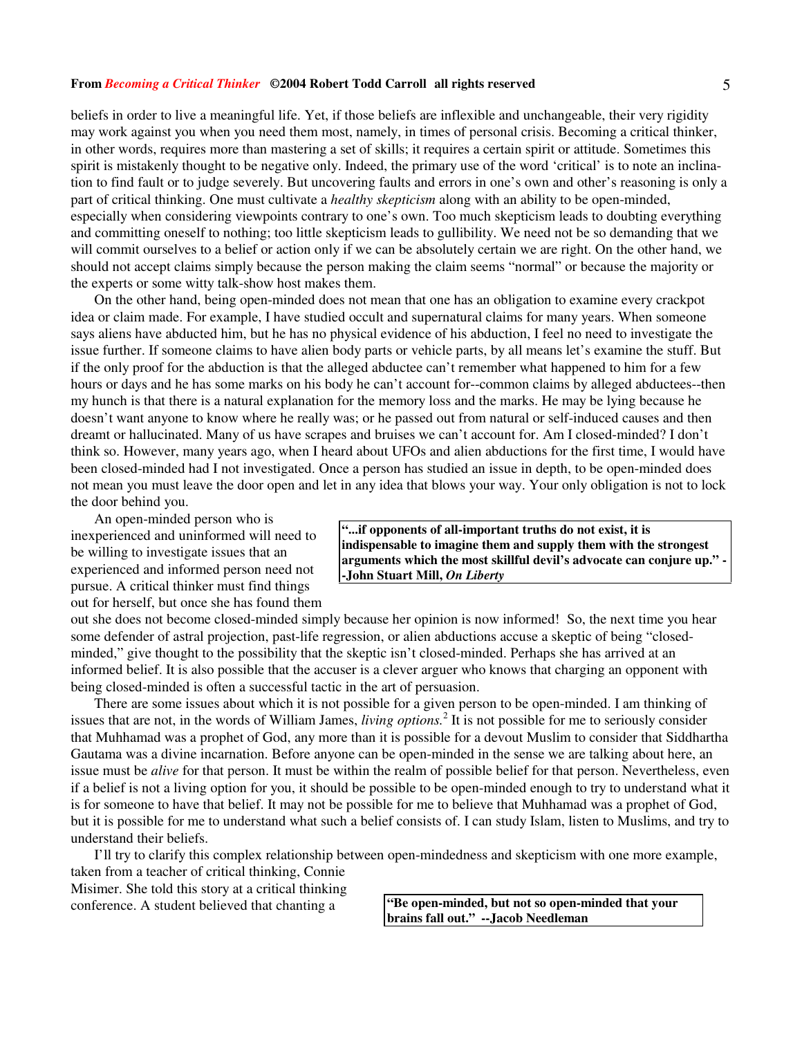beliefs in order to live a meaningful life. Yet, if those beliefs are inflexible and unchangeable, their very rigidity may work against you when you need them most, namely, in times of personal crisis. Becoming a critical thinker, in other words, requires more than mastering a set of skills; it requires a certain spirit or attitude. Sometimes this spirit is mistakenly thought to be negative only. Indeed, the primary use of the word 'critical' is to note an inclination to find fault or to judge severely. But uncovering faults and errors in one's own and other's reasoning is only a part of critical thinking. One must cultivate a *healthy skepticism* along with an ability to be open-minded, especially when considering viewpoints contrary to one's own. Too much skepticism leads to doubting everything and committing oneself to nothing; too little skepticism leads to gullibility. We need not be so demanding that we will commit ourselves to a belief or action only if we can be absolutely certain we are right. On the other hand, we should not accept claims simply because the person making the claim seems "normal" or because the majority or the experts or some witty talk-show host makes them.

On the other hand, being open-minded does not mean that one has an obligation to examine every crackpot idea or claim made. For example, I have studied occult and supernatural claims for many years. When someone says aliens have abducted him, but he has no physical evidence of his abduction, I feel no need to investigate the issue further. If someone claims to have alien body parts or vehicle parts, by all means let's examine the stuff. But if the only proof for the abduction is that the alleged abductee can't remember what happened to him for a few hours or days and he has some marks on his body he can't account for--common claims by alleged abductees--then my hunch is that there is a natural explanation for the memory loss and the marks. He may be lying because he doesn't want anyone to know where he really was; or he passed out from natural or self-induced causes and then dreamt or hallucinated. Many of us have scrapes and bruises we can't account for. Am I closed-minded? I don't think so. However, many years ago, when I heard about UFOs and alien abductions for the first time, I would have been closed-minded had I not investigated. Once a person has studied an issue in depth, to be open-minded does not mean you must leave the door open and let in any idea that blows your way. Your only obligation is not to lock the door behind you.

**"...if opponents of all-important truths do not exist, it is indispensable to imagine them and supply them with the strongest arguments which the most skillful devil's advocate can conjure up." --John Stuart Mill, *On Liberty***

An open-minded person who is inexperienced and uninformed will need to be willing to investigate issues that an experienced and informed person need not pursue. A critical thinker must find things out for herself, but once she has found them out she does not become closed-minded simply because her opinion is now informed! So, the next time you hear some defender of astral projection, past-life regression, or alien abductions accuse a skeptic of being "closed-minded," give thought to the possibility that the skeptic isn't closed-minded. Perhaps she has arrived at an informed belief. It is also possible that the accuser is a clever arguer who knows that charging an opponent with being closed-minded is often a successful tactic in the art of persuasion.

There are some issues about which it is not possible for a given person to be open-minded. I am thinking of issues that are not, in the words of William James, *living options*.[2] It is not possible for me to seriously consider that Muhhamad was a prophet of God, any more than it is possible for a devout Muslim to consider that Siddhartha Gautama was a divine incarnation. Before anyone can be open-minded in the sense we are talking about here, an issue must be *alive* for that person. It must be within the realm of possible belief for that person. Nevertheless, even if a belief is not a living option for you, it should be possible to be open-minded enough to try to understand what it is for someone to have that belief. It may not be possible for me to believe that Muhhamad was a prophet of God, but it is possible for me to understand what such a belief consists of. I can study Islam, listen to Muslims, and try to understand their beliefs.

I'll try to clarify this complex relationship between open-mindedness and skepticism with one more example, taken from a teacher of critical thinking, Connie Misimer. She told this story at a critical thinking conference. A student believed that chanting a

**"Be open-minded, but not so open-minded that your brains fall out." --Jacob Needleman**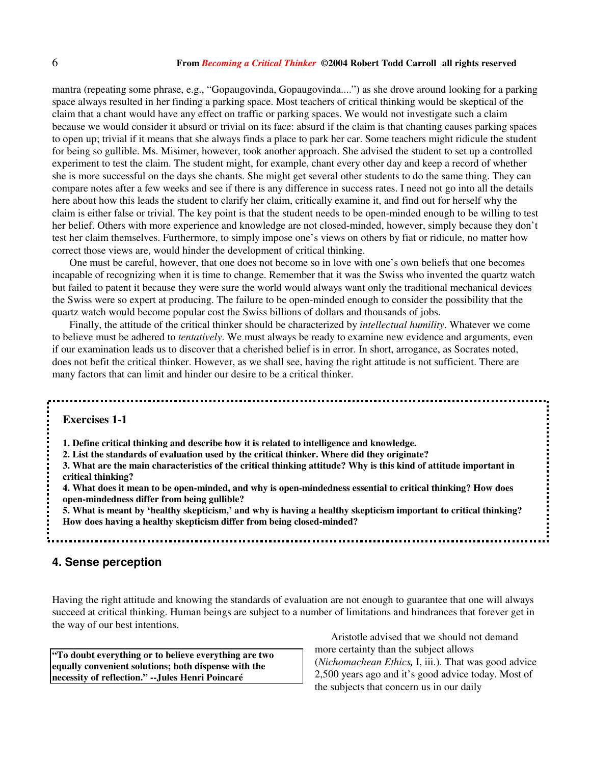mantra (repeating some phrase, e.g., "Gopaugovinda, Gopaugovinda....") as she drove around looking for a parking space always resulted in her finding a parking space. Most teachers of critical thinking would be skeptical of the claim that a chant would have any effect on traffic or parking spaces. We would not investigate such a claim because we would consider it absurd or trivial on its face: absurd if the claim is that chanting causes parking spaces to open up; trivial if it means that she always finds a place to park her car. Some teachers might ridicule the student for being so gullible. Ms. Misimer, however, took another approach. She advised the student to set up a controlled experiment to test the claim. The student might, for example, chant every other day and keep a record of whether she is more successful on the days she chants. She might get several other students to do the same thing. They can compare notes after a few weeks and see if there is any difference in success rates. I need not go into all the details here about how this leads the student to clarify her claim, critically examine it, and find out for herself why the claim is either false or trivial. The key point is that the student needs to be open-minded enough to be willing to test her belief. Others with more experience and knowledge are not closed-minded, however, simply because they don't test her claim themselves. Furthermore, to simply impose one's views on others by fiat or ridicule, no matter how correct those views are, would hinder the development of critical thinking.

One must be careful, however, that one does not become so in love with one's own beliefs that one becomes incapable of recognizing when it is time to change. Remember that it was the Swiss who invented the quartz watch but failed to patent it because they were sure the world would always want only the traditional mechanical devices the Swiss were so expert at producing. The failure to be open-minded enough to consider the possibility that the quartz watch would become popular cost the Swiss billions of dollars and thousands of jobs.

Finally, the attitude of the critical thinker should be characterized by *intellectual humility*. Whatever we come to believe must be adhered to *tentatively*. We must always be ready to examine new evidence and arguments, even if our examination leads us to discover that a cherished belief is in error. In short, arrogance, as Socrates noted, does not befit the critical thinker. However, as we shall see, having the right attitude is not sufficient. There are many factors that can limit and hinder our desire to be a critical thinker.

**Exercises 1-1**

**1. Define critical thinking and describe how it is related to intelligence and knowledge.**
**2. List the standards of evaluation used by the critical thinker. Where did they originate?**
**3. What are the main characteristics of the critical thinking attitude? Why is this kind of attitude important in critical thinking?**
**4. What does it mean to be open-minded, and why is open-mindedness essential to critical thinking? How does open-mindedness differ from being gullible?**
**5. What is meant by 'healthy skepticism,' and why is having a healthy skepticism important to critical thinking? How does having a healthy skepticism differ from being closed-minded?**

## 4. Sense perception

Having the right attitude and knowing the standards of evaluation are not enough to guarantee that one will always succeed at critical thinking. Human beings are subject to a number of limitations and hindrances that forever get in the way of our best intentions.

**"To doubt everything or to believe everything are two equally convenient solutions; both dispense with the necessity of reflection." --Jules Henri Poincaré**

Aristotle advised that we should not demand more certainty than the subject allows (*Nichomachean Ethics,* I, iii.). That was good advice 2,500 years ago and it's good advice today. Most of the subjects that concern us in our daily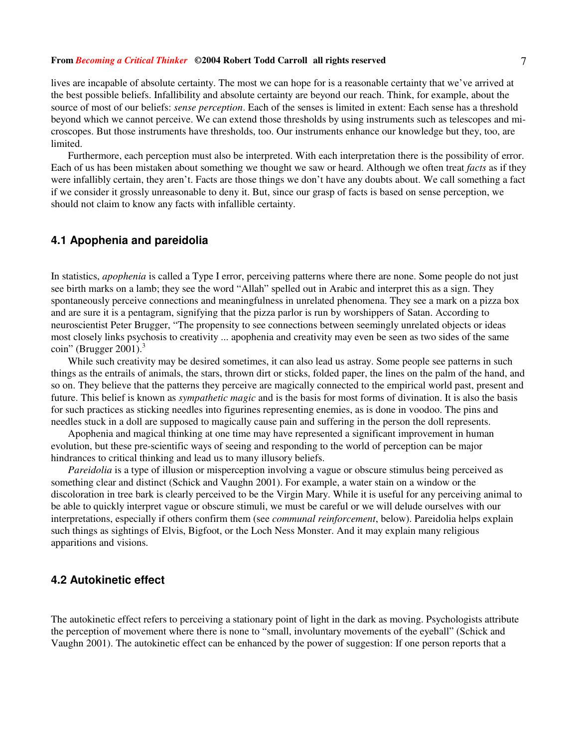lives are incapable of absolute certainty. The most we can hope for is a reasonable certainty that we've arrived at the best possible beliefs. Infallibility and absolute certainty are beyond our reach. Think, for example, about the source of most of our beliefs: *sense perception*. Each of the senses is limited in extent: Each sense has a threshold beyond which we cannot perceive. We can extend those thresholds by using instruments such as telescopes and microscopes. But those instruments have thresholds, too. Our instruments enhance our knowledge but they, too, are limited.

Furthermore, each perception must also be interpreted. With each interpretation there is the possibility of error. Each of us has been mistaken about something we thought we saw or heard. Although we often treat *facts* as if they were infallibly certain, they aren't. Facts are those things we don't have any doubts about. We call something a fact if we consider it grossly unreasonable to deny it. But, since our grasp of facts is based on sense perception, we should not claim to know any facts with infallible certainty.

### 4.1 Apophenia and pareidolia

In statistics, *apophenia* is called a Type I error, perceiving patterns where there are none. Some people do not just see birth marks on a lamb; they see the word "Allah" spelled out in Arabic and interpret this as a sign. They spontaneously perceive connections and meaningfulness in unrelated phenomena. They see a mark on a pizza box and are sure it is a pentagram, signifying that the pizza parlor is run by worshippers of Satan. According to neuroscientist Peter Brugger, "The propensity to see connections between seemingly unrelated objects or ideas most closely links psychosis to creativity ... apophenia and creativity may even be seen as two sides of the same coin" (Brugger 2001).[3]

While such creativity may be desired sometimes, it can also lead us astray. Some people see patterns in such things as the entrails of animals, the stars, thrown dirt or sticks, folded paper, the lines on the palm of the hand, and so on. They believe that the patterns they perceive are magically connected to the empirical world past, present and future. This belief is known as *sympathetic magic* and is the basis for most forms of divination. It is also the basis for such practices as sticking needles into figurines representing enemies, as is done in voodoo. The pins and needles stuck in a doll are supposed to magically cause pain and suffering in the person the doll represents.

Apophenia and magical thinking at one time may have represented a significant improvement in human evolution, but these pre-scientific ways of seeing and responding to the world of perception can be major hindrances to critical thinking and lead us to many illusory beliefs.

*Pareidolia* is a type of illusion or misperception involving a vague or obscure stimulus being perceived as something clear and distinct (Schick and Vaughn 2001). For example, a water stain on a window or the discoloration in tree bark is clearly perceived to be the Virgin Mary. While it is useful for any perceiving animal to be able to quickly interpret vague or obscure stimuli, we must be careful or we will delude ourselves with our interpretations, especially if others confirm them (see *communal reinforcement*, below). Pareidolia helps explain such things as sightings of Elvis, Bigfoot, or the Loch Ness Monster. And it may explain many religious apparitions and visions.

### 4.2 Autokinetic effect

The autokinetic effect refers to perceiving a stationary point of light in the dark as moving. Psychologists attribute the perception of movement where there is none to "small, involuntary movements of the eyeball" (Schick and Vaughn 2001). The autokinetic effect can be enhanced by the power of suggestion: If one person reports that a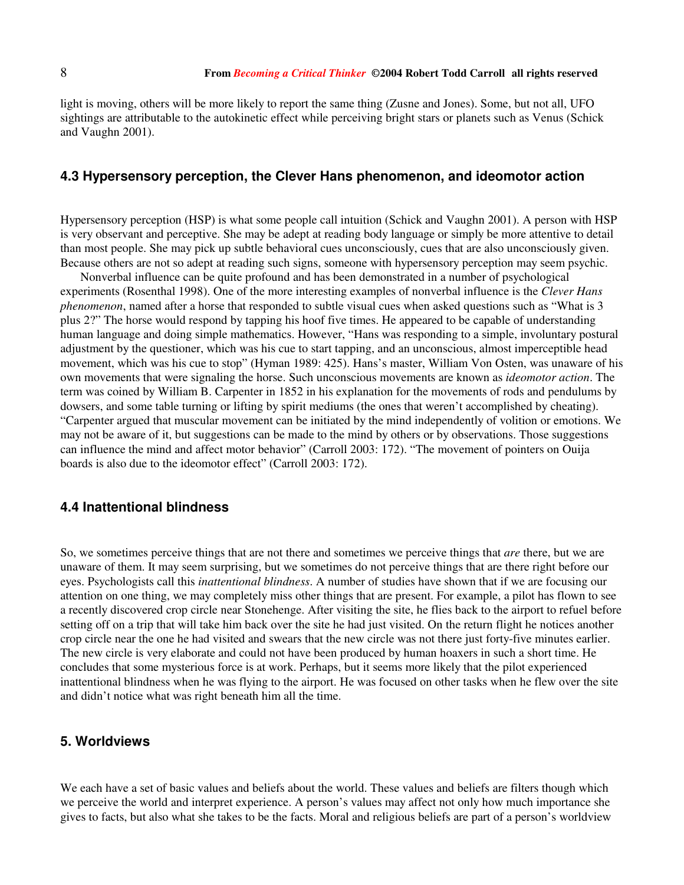light is moving, others will be more likely to report the same thing (Zusne and Jones). Some, but not all, UFO sightings are attributable to the autokinetic effect while perceiving bright stars or planets such as Venus (Schick and Vaughn 2001).

### 4.3 Hypersensory perception, the Clever Hans phenomenon, and ideomotor action

Hypersensory perception (HSP) is what some people call intuition (Schick and Vaughn 2001). A person with HSP is very observant and perceptive. She may be adept at reading body language or simply be more attentive to detail than most people. She may pick up subtle behavioral cues unconsciously, cues that are also unconsciously given. Because others are not so adept at reading such signs, someone with hypersensory perception may seem psychic.

Nonverbal influence can be quite profound and has been demonstrated in a number of psychological experiments (Rosenthal 1998). One of the more interesting examples of nonverbal influence is the *Clever Hans phenomenon*, named after a horse that responded to subtle visual cues when asked questions such as "What is 3 plus 2?" The horse would respond by tapping his hoof five times. He appeared to be capable of understanding human language and doing simple mathematics. However, "Hans was responding to a simple, involuntary postural adjustment by the questioner, which was his cue to start tapping, and an unconscious, almost imperceptible head movement, which was his cue to stop" (Hyman 1989: 425). Hans's master, William Von Osten, was unaware of his own movements that were signaling the horse. Such unconscious movements are known as *ideomotor action*. The term was coined by William B. Carpenter in 1852 in his explanation for the movements of rods and pendulums by dowsers, and some table turning or lifting by spirit mediums (the ones that weren't accomplished by cheating). "Carpenter argued that muscular movement can be initiated by the mind independently of volition or emotions. We may not be aware of it, but suggestions can be made to the mind by others or by observations. Those suggestions can influence the mind and affect motor behavior" (Carroll 2003: 172). "The movement of pointers on Ouija boards is also due to the ideomotor effect" (Carroll 2003: 172).

### 4.4 Inattentional blindness

So, we sometimes perceive things that are not there and sometimes we perceive things that *are* there, but we are unaware of them. It may seem surprising, but we sometimes do not perceive things that are there right before our eyes. Psychologists call this *inattentional blindness*. A number of studies have shown that if we are focusing our attention on one thing, we may completely miss other things that are present. For example, a pilot has flown to see a recently discovered crop circle near Stonehenge. After visiting the site, he flies back to the airport to refuel before setting off on a trip that will take him back over the site he had just visited. On the return flight he notices another crop circle near the one he had visited and swears that the new circle was not there just forty-five minutes earlier. The new circle is very elaborate and could not have been produced by human hoaxers in such a short time. He concludes that some mysterious force is at work. Perhaps, but it seems more likely that the pilot experienced inattentional blindness when he was flying to the airport. He was focused on other tasks when he flew over the site and didn't notice what was right beneath him all the time.

## 5. Worldviews

We each have a set of basic values and beliefs about the world. These values and beliefs are filters though which we perceive the world and interpret experience. A person's values may affect not only how much importance she gives to facts, but also what she takes to be the facts. Moral and religious beliefs are part of a person's worldview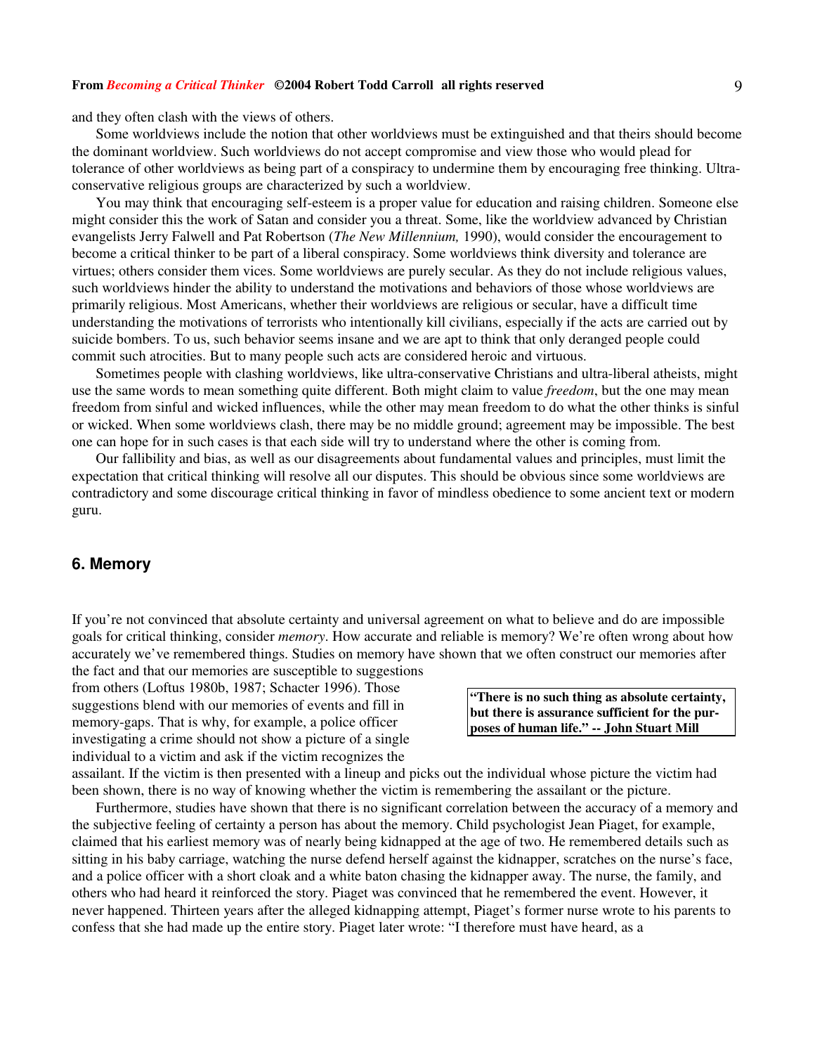and they often clash with the views of others.

Some worldviews include the notion that other worldviews must be extinguished and that theirs should become the dominant worldview. Such worldviews do not accept compromise and view those who would plead for tolerance of other worldviews as being part of a conspiracy to undermine them by encouraging free thinking. Ultra-conservative religious groups are characterized by such a worldview.

You may think that encouraging self-esteem is a proper value for education and raising children. Someone else might consider this the work of Satan and consider you a threat. Some, like the worldview advanced by Christian evangelists Jerry Falwell and Pat Robertson (*The New Millennium,* 1990), would consider the encouragement to become a critical thinker to be part of a liberal conspiracy. Some worldviews think diversity and tolerance are virtues; others consider them vices. Some worldviews are purely secular. As they do not include religious values, such worldviews hinder the ability to understand the motivations and behaviors of those whose worldviews are primarily religious. Most Americans, whether their worldviews are religious or secular, have a difficult time understanding the motivations of terrorists who intentionally kill civilians, especially if the acts are carried out by suicide bombers. To us, such behavior seems insane and we are apt to think that only deranged people could commit such atrocities. But to many people such acts are considered heroic and virtuous.

Sometimes people with clashing worldviews, like ultra-conservative Christians and ultra-liberal atheists, might use the same words to mean something quite different. Both might claim to value *freedom*, but the one may mean freedom from sinful and wicked influences, while the other may mean freedom to do what the other thinks is sinful or wicked. When some worldviews clash, there may be no middle ground; agreement may be impossible. The best one can hope for in such cases is that each side will try to understand where the other is coming from.

Our fallibility and bias, as well as our disagreements about fundamental values and principles, must limit the expectation that critical thinking will resolve all our disputes. This should be obvious since some worldviews are contradictory and some discourage critical thinking in favor of mindless obedience to some ancient text or modern guru.

## 6. Memory

If you're not convinced that absolute certainty and universal agreement on what to believe and do are impossible goals for critical thinking, consider *memory*. How accurate and reliable is memory? We're often wrong about how accurately we've remembered things. Studies on memory have shown that we often construct our memories after the fact and that our memories are susceptible to suggestions from others (Loftus 1980b, 1987; Schacter 1996). Those suggestions blend with our memories of events and fill in memory-gaps. That is why, for example, a police officer investigating a crime should not show a picture of a single individual to a victim and ask if the victim recognizes the assailant. If the victim is then presented with a lineup and picks out the individual whose picture the victim had been shown, there is no way of knowing whether the victim is remembering the assailant or the picture.

**"There is no such thing as absolute certainty, but there is assurance sufficient for the purposes of human life." -- John Stuart Mill**

Furthermore, studies have shown that there is no significant correlation between the accuracy of a memory and the subjective feeling of certainty a person has about the memory. Child psychologist Jean Piaget, for example, claimed that his earliest memory was of nearly being kidnapped at the age of two. He remembered details such as sitting in his baby carriage, watching the nurse defend herself against the kidnapper, scratches on the nurse's face, and a police officer with a short cloak and a white baton chasing the kidnapper away. The nurse, the family, and others who had heard it reinforced the story. Piaget was convinced that he remembered the event. However, it never happened. Thirteen years after the alleged kidnapping attempt, Piaget's former nurse wrote to his parents to confess that she had made up the entire story. Piaget later wrote: "I therefore must have heard, as a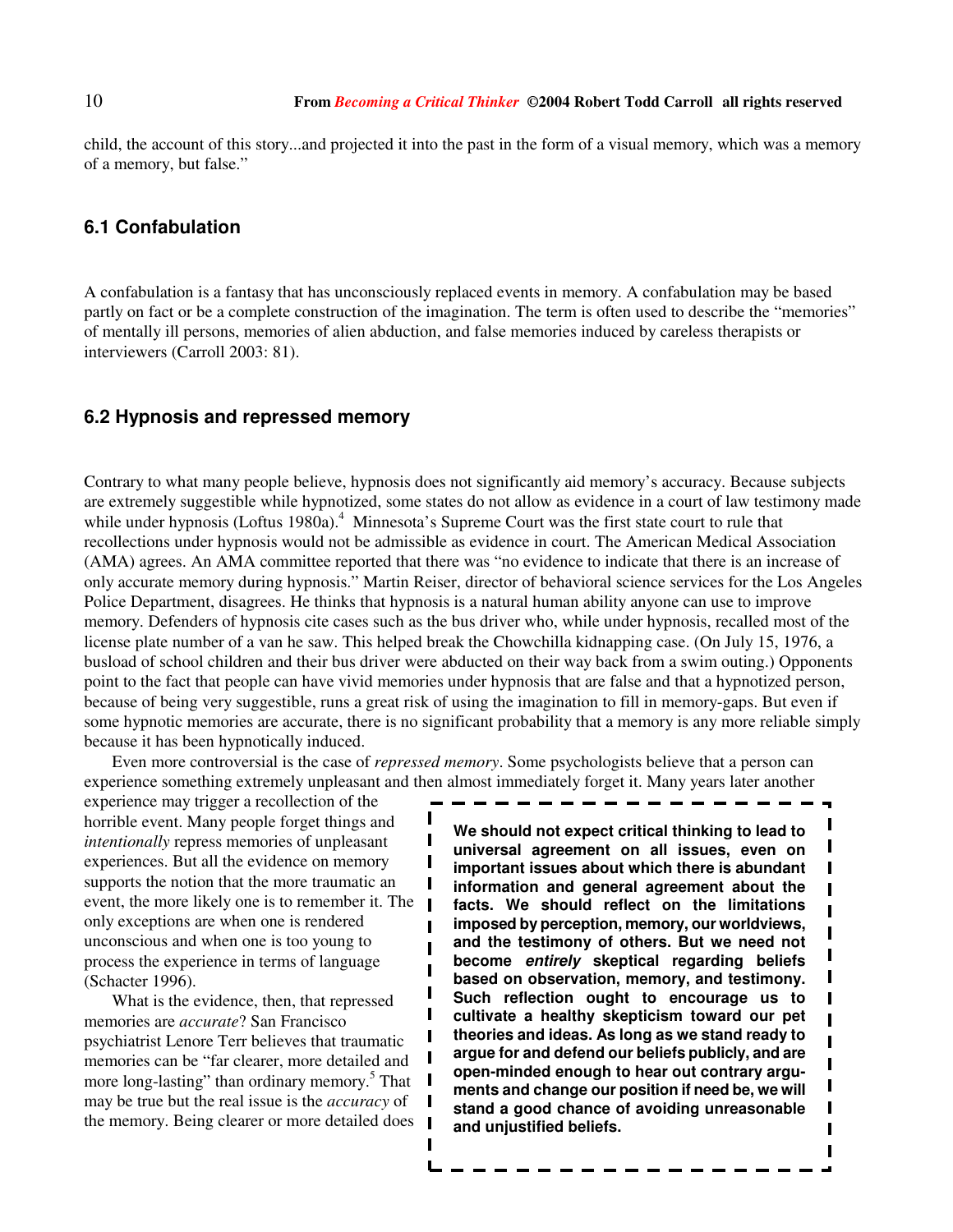child, the account of this story...and projected it into the past in the form of a visual memory, which was a memory of a memory, but false."

### 6.1 Confabulation

A confabulation is a fantasy that has unconsciously replaced events in memory. A confabulation may be based partly on fact or be a complete construction of the imagination. The term is often used to describe the "memories" of mentally ill persons, memories of alien abduction, and false memories induced by careless therapists or interviewers (Carroll 2003: 81).

### 6.2 Hypnosis and repressed memory

Contrary to what many people believe, hypnosis does not significantly aid memory's accuracy. Because subjects are extremely suggestible while hypnotized, some states do not allow as evidence in a court of law testimony made while under hypnosis (Loftus 1980a).[4] Minnesota's Supreme Court was the first state court to rule that recollections under hypnosis would not be admissible as evidence in court. The American Medical Association (AMA) agrees. An AMA committee reported that there was "no evidence to indicate that there is an increase of only accurate memory during hypnosis." Martin Reiser, director of behavioral science services for the Los Angeles Police Department, disagrees. He thinks that hypnosis is a natural human ability anyone can use to improve memory. Defenders of hypnosis cite cases such as the bus driver who, while under hypnosis, recalled most of the license plate number of a van he saw. This helped break the Chowchilla kidnapping case. (On July 15, 1976, a busload of school children and their bus driver were abducted on their way back from a swim outing.) Opponents point to the fact that people can have vivid memories under hypnosis that are false and that a hypnotized person, because of being very suggestible, runs a great risk of using the imagination to fill in memory-gaps. But even if some hypnotic memories are accurate, there is no significant probability that a memory is any more reliable simply because it has been hypnotically induced.

Even more controversial is the case of *repressed memory*. Some psychologists believe that a person can experience something extremely unpleasant and then almost immediately forget it. Many years later another experience may trigger a recollection of the horrible event. Many people forget things and *intentionally* repress memories of unpleasant experiences. But all the evidence on memory supports the notion that the more traumatic an event, the more likely one is to remember it. The only exceptions are when one is rendered unconscious and when one is too young to process the experience in terms of language (Schacter 1996).

What is the evidence, then, that repressed memories are *accurate*? San Francisco psychiatrist Lenore Terr believes that traumatic memories can be "far clearer, more detailed and more long-lasting" than ordinary memory.[5] That may be true but the real issue is the *accuracy* of the memory. Being clearer or more detailed does

**We should not expect critical thinking to lead to universal agreement on all issues, even on important issues about which there is abundant information and general agreement about the facts. We should reflect on the limitations imposed by perception, memory, our worldviews, and the testimony of others. But we need not become *entirely* skeptical regarding beliefs based on observation, memory, and testimony. Such reflection ought to encourage us to cultivate a healthy skepticism toward our pet theories and ideas. As long as we stand ready to argue for and defend our beliefs publicly, and are open-minded enough to hear out contrary arguments and change our position if need be, we will stand a good chance of avoiding unreasonable and unjustified beliefs.**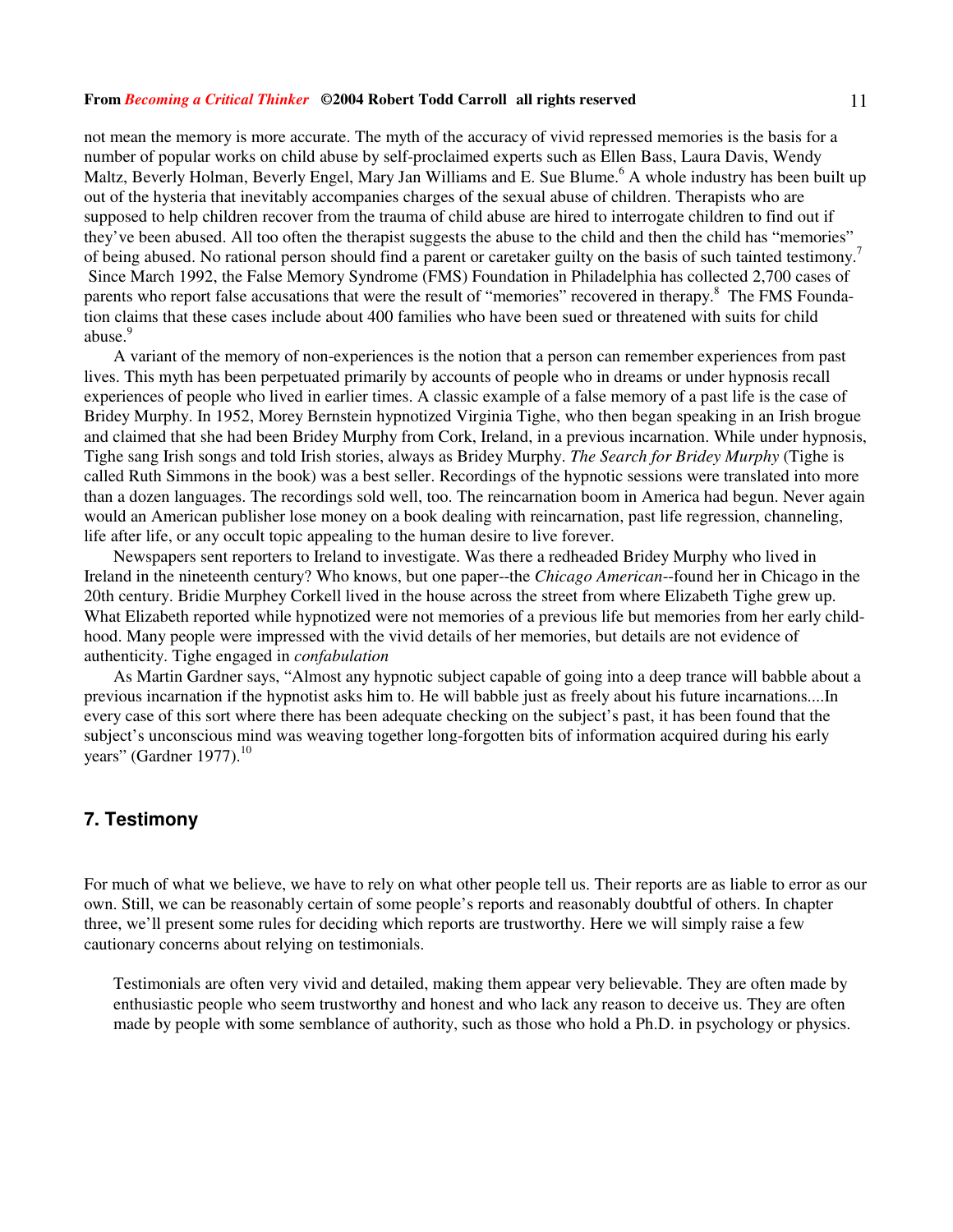not mean the memory is more accurate. The myth of the accuracy of vivid repressed memories is the basis for a number of popular works on child abuse by self-proclaimed experts such as Ellen Bass, Laura Davis, Wendy Maltz, Beverly Holman, Beverly Engel, Mary Jan Williams and E. Sue Blume.[6] A whole industry has been built up out of the hysteria that inevitably accompanies charges of the sexual abuse of children. Therapists who are supposed to help children recover from the trauma of child abuse are hired to interrogate children to find out if they've been abused. All too often the therapist suggests the abuse to the child and then the child has "memories" of being abused. No rational person should find a parent or caretaker guilty on the basis of such tainted testimony.[7] Since March 1992, the False Memory Syndrome (FMS) Foundation in Philadelphia has collected 2,700 cases of parents who report false accusations that were the result of "memories" recovered in therapy.[8] The FMS Foundation claims that these cases include about 400 families who have been sued or threatened with suits for child abuse.[9]

A variant of the memory of non-experiences is the notion that a person can remember experiences from past lives. This myth has been perpetuated primarily by accounts of people who in dreams or under hypnosis recall experiences of people who lived in earlier times. A classic example of a false memory of a past life is the case of Bridey Murphy. In 1952, Morey Bernstein hypnotized Virginia Tighe, who then began speaking in an Irish brogue and claimed that she had been Bridey Murphy from Cork, Ireland, in a previous incarnation. While under hypnosis, Tighe sang Irish songs and told Irish stories, always as Bridey Murphy. *The Search for Bridey Murphy* (Tighe is called Ruth Simmons in the book) was a best seller. Recordings of the hypnotic sessions were translated into more than a dozen languages. The recordings sold well, too. The reincarnation boom in America had begun. Never again would an American publisher lose money on a book dealing with reincarnation, past life regression, channeling, life after life, or any occult topic appealing to the human desire to live forever.

Newspapers sent reporters to Ireland to investigate. Was there a redheaded Bridey Murphy who lived in Ireland in the nineteenth century? Who knows, but one paper--the *Chicago American*--found her in Chicago in the 20th century. Bridie Murphey Corkell lived in the house across the street from where Elizabeth Tighe grew up. What Elizabeth reported while hypnotized were not memories of a previous life but memories from her early childhood. Many people were impressed with the vivid details of her memories, but details are not evidence of authenticity. Tighe engaged in *confabulation*

As Martin Gardner says, "Almost any hypnotic subject capable of going into a deep trance will babble about a previous incarnation if the hypnotist asks him to. He will babble just as freely about his future incarnations....In every case of this sort where there has been adequate checking on the subject's past, it has been found that the subject's unconscious mind was weaving together long-forgotten bits of information acquired during his early years" (Gardner 1977).[10]

## 7. Testimony

For much of what we believe, we have to rely on what other people tell us. Their reports are as liable to error as our own. Still, we can be reasonably certain of some people's reports and reasonably doubtful of others. In chapter three, we'll present some rules for deciding which reports are trustworthy. Here we will simply raise a few cautionary concerns about relying on testimonials.

> Testimonials are often very vivid and detailed, making them appear very believable. They are often made by enthusiastic people who seem trustworthy and honest and who lack any reason to deceive us. They are often made by people with some semblance of authority, such as those who hold a Ph.D. in psychology or physics.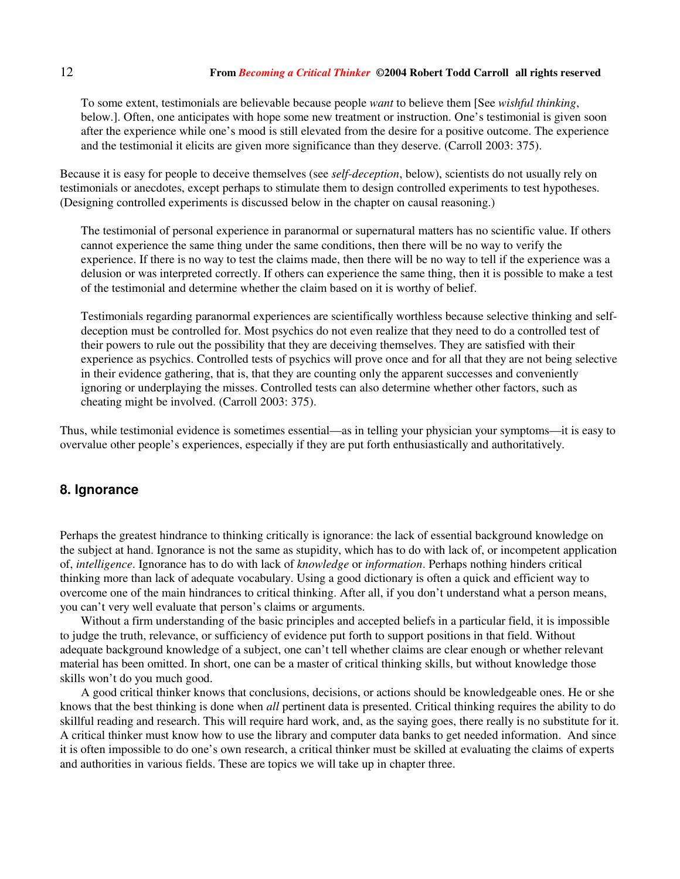> To some extent, testimonials are believable because people *want* to believe them [See *wishful thinking*, below.]. Often, one anticipates with hope some new treatment or instruction. One's testimonial is given soon after the experience while one's mood is still elevated from the desire for a positive outcome. The experience and the testimonial it elicits are given more significance than they deserve. (Carroll 2003: 375).

Because it is easy for people to deceive themselves (see *self-deception*, below), scientists do not usually rely on testimonials or anecdotes, except perhaps to stimulate them to design controlled experiments to test hypotheses. (Designing controlled experiments is discussed below in the chapter on causal reasoning.)

> The testimonial of personal experience in paranormal or supernatural matters has no scientific value. If others cannot experience the same thing under the same conditions, then there will be no way to verify the experience. If there is no way to test the claims made, then there will be no way to tell if the experience was a delusion or was interpreted correctly. If others can experience the same thing, then it is possible to make a test of the testimonial and determine whether the claim based on it is worthy of belief.
>
> Testimonials regarding paranormal experiences are scientifically worthless because selective thinking and self-deception must be controlled for. Most psychics do not even realize that they need to do a controlled test of their powers to rule out the possibility that they are deceiving themselves. They are satisfied with their experience as psychics. Controlled tests of psychics will prove once and for all that they are not being selective in their evidence gathering, that is, that they are counting only the apparent successes and conveniently ignoring or underplaying the misses. Controlled tests can also determine whether other factors, such as cheating might be involved. (Carroll 2003: 375).

Thus, while testimonial evidence is sometimes essential—as in telling your physician your symptoms—it is easy to overvalue other people's experiences, especially if they are put forth enthusiastically and authoritatively.

## 8. Ignorance

Perhaps the greatest hindrance to thinking critically is ignorance: the lack of essential background knowledge on the subject at hand. Ignorance is not the same as stupidity, which has to do with lack of, or incompetent application of, *intelligence*. Ignorance has to do with lack of *knowledge* or *information*. Perhaps nothing hinders critical thinking more than lack of adequate vocabulary. Using a good dictionary is often a quick and efficient way to overcome one of the main hindrances to critical thinking. After all, if you don't understand what a person means, you can't very well evaluate that person's claims or arguments.

Without a firm understanding of the basic principles and accepted beliefs in a particular field, it is impossible to judge the truth, relevance, or sufficiency of evidence put forth to support positions in that field. Without adequate background knowledge of a subject, one can't tell whether claims are clear enough or whether relevant material has been omitted. In short, one can be a master of critical thinking skills, but without knowledge those skills won't do you much good.

A good critical thinker knows that conclusions, decisions, or actions should be knowledgeable ones. He or she knows that the best thinking is done when *all* pertinent data is presented. Critical thinking requires the ability to do skillful reading and research. This will require hard work, and, as the saying goes, there really is no substitute for it. A critical thinker must know how to use the library and computer data banks to get needed information. And since it is often impossible to do one's own research, a critical thinker must be skilled at evaluating the claims of experts and authorities in various fields. These are topics we will take up in chapter three.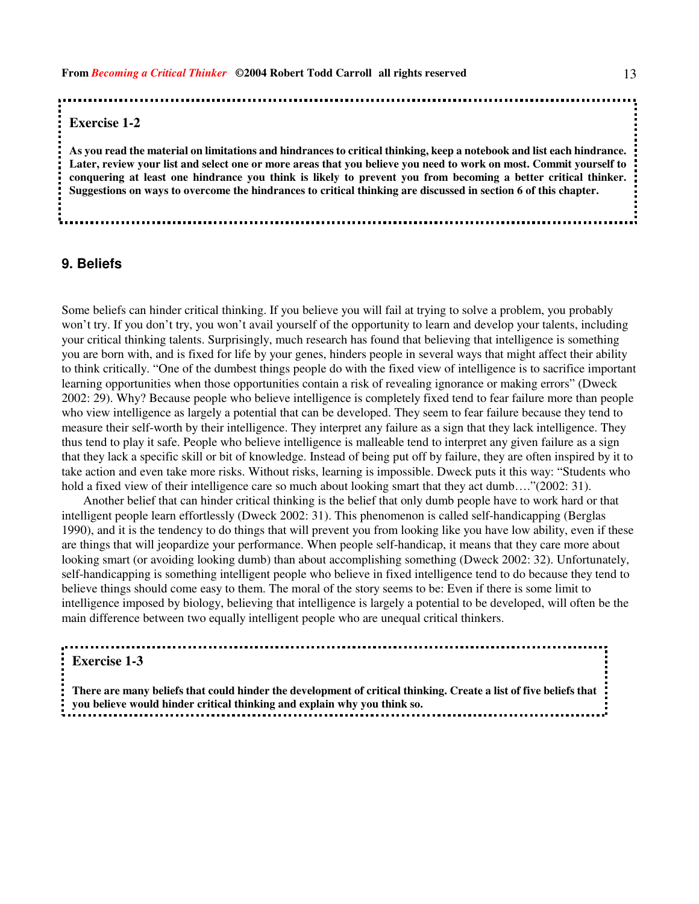**Exercise 1-2**

**As you read the material on limitations and hindrances to critical thinking, keep a notebook and list each hindrance. Later, review your list and select one or more areas that you believe you need to work on most. Commit yourself to conquering at least one hindrance you think is likely to prevent you from becoming a better critical thinker. Suggestions on ways to overcome the hindrances to critical thinking are discussed in section 6 of this chapter.**

## 9. Beliefs

Some beliefs can hinder critical thinking. If you believe you will fail at trying to solve a problem, you probably won't try. If you don't try, you won't avail yourself of the opportunity to learn and develop your talents, including your critical thinking talents. Surprisingly, much research has found that believing that intelligence is something you are born with, and is fixed for life by your genes, hinders people in several ways that might affect their ability to think critically. "One of the dumbest things people do with the fixed view of intelligence is to sacrifice important learning opportunities when those opportunities contain a risk of revealing ignorance or making errors" (Dweck 2002: 29). Why? Because people who believe intelligence is completely fixed tend to fear failure more than people who view intelligence as largely a potential that can be developed. They seem to fear failure because they tend to measure their self-worth by their intelligence. They interpret any failure as a sign that they lack intelligence. They thus tend to play it safe. People who believe intelligence is malleable tend to interpret any given failure as a sign that they lack a specific skill or bit of knowledge. Instead of being put off by failure, they are often inspired by it to take action and even take more risks. Without risks, learning is impossible. Dweck puts it this way: "Students who hold a fixed view of their intelligence care so much about looking smart that they act dumb…."(2002: 31).

Another belief that can hinder critical thinking is the belief that only dumb people have to work hard or that intelligent people learn effortlessly (Dweck 2002: 31). This phenomenon is called self-handicapping (Berglas 1990), and it is the tendency to do things that will prevent you from looking like you have low ability, even if these are things that will jeopardize your performance. When people self-handicap, it means that they care more about looking smart (or avoiding looking dumb) than about accomplishing something (Dweck 2002: 32). Unfortunately, self-handicapping is something intelligent people who believe in fixed intelligence tend to do because they tend to believe things should come easy to them. The moral of the story seems to be: Even if there is some limit to intelligence imposed by biology, believing that intelligence is largely a potential to be developed, will often be the main difference between two equally intelligent people who are unequal critical thinkers.

**Exercise 1-3**

**There are many beliefs that could hinder the development of critical thinking. Create a list of five beliefs that you believe would hinder critical thinking and explain why you think so.**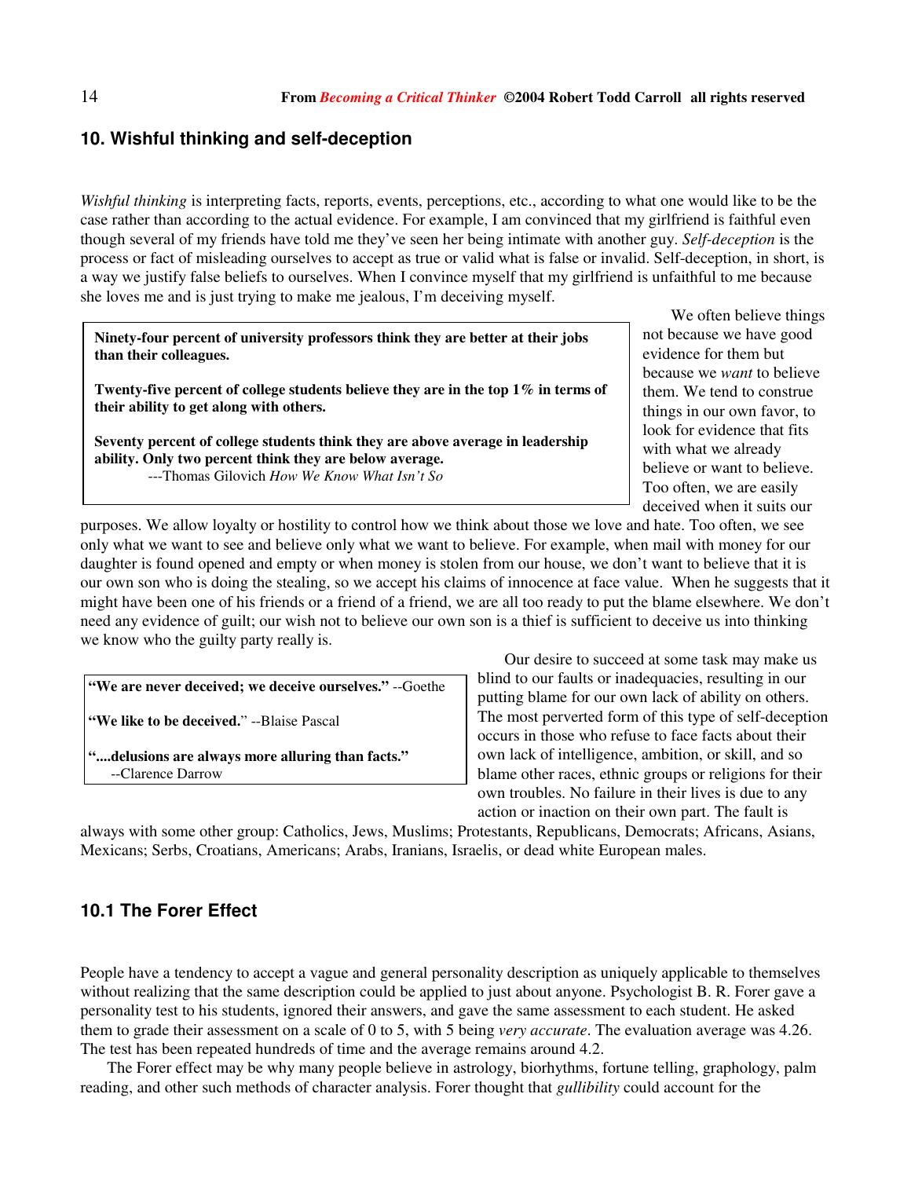## 10. Wishful thinking and self-deception

*Wishful thinking* is interpreting facts, reports, events, perceptions, etc., according to what one would like to be the case rather than according to the actual evidence. For example, I am convinced that my girlfriend is faithful even though several of my friends have told me they've seen her being intimate with another guy. *Self-deception* is the process or fact of misleading ourselves to accept as true or valid what is false or invalid. Self-deception, in short, is a way we justify false beliefs to ourselves. When I convince myself that my girlfriend is unfaithful to me because she loves me and is just trying to make me jealous, I'm deceiving myself.

> **Ninety-four percent of university professors think they are better at their jobs than their colleagues.**
>
> **Twenty-five percent of college students believe they are in the top 1% in terms of their ability to get along with others.**
>
> **Seventy percent of college students think they are above average in leadership ability. Only two percent think they are below average.**
> ---Thomas Gilovich *How We Know What Isn't So*

We often believe things not because we have good evidence for them but because we *want* to believe them. We tend to construe things in our own favor, to look for evidence that fits with what we already believe or want to believe. Too often, we are easily deceived when it suits our purposes. We allow loyalty or hostility to control how we think about those we love and hate. Too often, we see only what we want to see and believe only what we want to believe. For example, when mail with money for our daughter is found opened and empty or when money is stolen from our house, we don't want to believe that it is our own son who is doing the stealing, so we accept his claims of innocence at face value. When he suggests that it might have been one of his friends or a friend of a friend, we are all too ready to put the blame elsewhere. We don't need any evidence of guilt; our wish not to believe our own son is a thief is sufficient to deceive us into thinking we know who the guilty party really is.

> **"We are never deceived; we deceive ourselves."** --Goethe
>
> **"We like to be deceived."** --Blaise Pascal
>
> **"....delusions are always more alluring than facts."**
> --Clarence Darrow

Our desire to succeed at some task may make us blind to our faults or inadequacies, resulting in our putting blame for our own lack of ability on others. The most perverted form of this type of self-deception occurs in those who refuse to face facts about their own lack of intelligence, ambition, or skill, and so blame other races, ethnic groups or religions for their own troubles. No failure in their lives is due to any action or inaction on their own part. The fault is always with some other group: Catholics, Jews, Muslims; Protestants, Republicans, Democrats; Africans, Asians, Mexicans; Serbs, Croatians, Americans; Arabs, Iranians, Israelis, or dead white European males.

### 10.1 The Forer Effect

People have a tendency to accept a vague and general personality description as uniquely applicable to themselves without realizing that the same description could be applied to just about anyone. Psychologist B. R. Forer gave a personality test to his students, ignored their answers, and gave the same assessment to each student. He asked them to grade their assessment on a scale of 0 to 5, with 5 being *very accurate*. The evaluation average was 4.26. The test has been repeated hundreds of time and the average remains around 4.2.

The Forer effect may be why many people believe in astrology, biorhythms, fortune telling, graphology, palm reading, and other such methods of character analysis. Forer thought that *gullibility* could account for the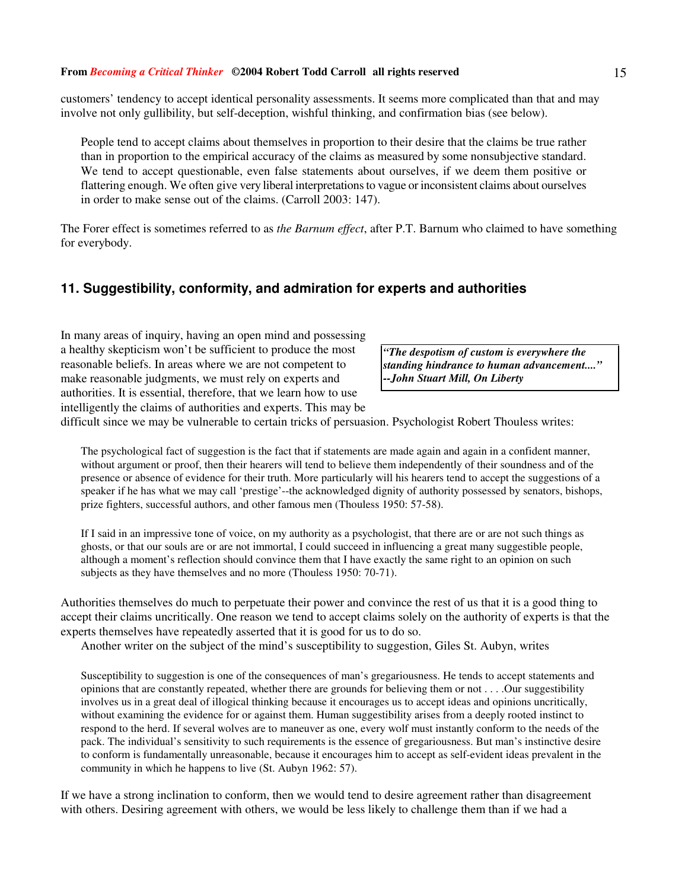customers' tendency to accept identical personality assessments. It seems more complicated than that and may involve not only gullibility, but self-deception, wishful thinking, and confirmation bias (see below).

> People tend to accept claims about themselves in proportion to their desire that the claims be true rather than in proportion to the empirical accuracy of the claims as measured by some nonsubjective standard. We tend to accept questionable, even false statements about ourselves, if we deem them positive or flattering enough. We often give very liberal interpretations to vague or inconsistent claims about ourselves in order to make sense out of the claims. (Carroll 2003: 147).

The Forer effect is sometimes referred to as *the Barnum effect*, after P.T. Barnum who claimed to have something for everybody.

## 11. Suggestibility, conformity, and admiration for experts and authorities

> ***"The despotism of custom is everywhere the standing hindrance to human advancement...." --John Stuart Mill, On Liberty***

In many areas of inquiry, having an open mind and possessing a healthy skepticism won't be sufficient to produce the most reasonable beliefs. In areas where we are not competent to make reasonable judgments, we must rely on experts and authorities. It is essential, therefore, that we learn how to use intelligently the claims of authorities and experts. This may be difficult since we may be vulnerable to certain tricks of persuasion. Psychologist Robert Thouless writes:

> The psychological fact of suggestion is the fact that if statements are made again and again in a confident manner, without argument or proof, then their hearers will tend to believe them independently of their soundness and of the presence or absence of evidence for their truth. More particularly will his hearers tend to accept the suggestions of a speaker if he has what we may call 'prestige'--the acknowledged dignity of authority possessed by senators, bishops, prize fighters, successful authors, and other famous men (Thouless 1950: 57-58).
>
> If I said in an impressive tone of voice, on my authority as a psychologist, that there are or are not such things as ghosts, or that our souls are or are not immortal, I could succeed in influencing a great many suggestible people, although a moment's reflection should convince them that I have exactly the same right to an opinion on such subjects as they have themselves and no more (Thouless 1950: 70-71).

Authorities themselves do much to perpetuate their power and convince the rest of us that it is a good thing to accept their claims uncritically. One reason we tend to accept claims solely on the authority of experts is that the experts themselves have repeatedly asserted that it is good for us to do so.

Another writer on the subject of the mind's susceptibility to suggestion, Giles St. Aubyn, writes

> Susceptibility to suggestion is one of the consequences of man's gregariousness. He tends to accept statements and opinions that are constantly repeated, whether there are grounds for believing them or not . . . .Our suggestibility involves us in a great deal of illogical thinking because it encourages us to accept ideas and opinions uncritically, without examining the evidence for or against them. Human suggestibility arises from a deeply rooted instinct to respond to the herd. If several wolves are to maneuver as one, every wolf must instantly conform to the needs of the pack. The individual's sensitivity to such requirements is the essence of gregariousness. But man's instinctive desire to conform is fundamentally unreasonable, because it encourages him to accept as self-evident ideas prevalent in the community in which he happens to live (St. Aubyn 1962: 57).

If we have a strong inclination to conform, then we would tend to desire agreement rather than disagreement with others. Desiring agreement with others, we would be less likely to challenge them than if we had a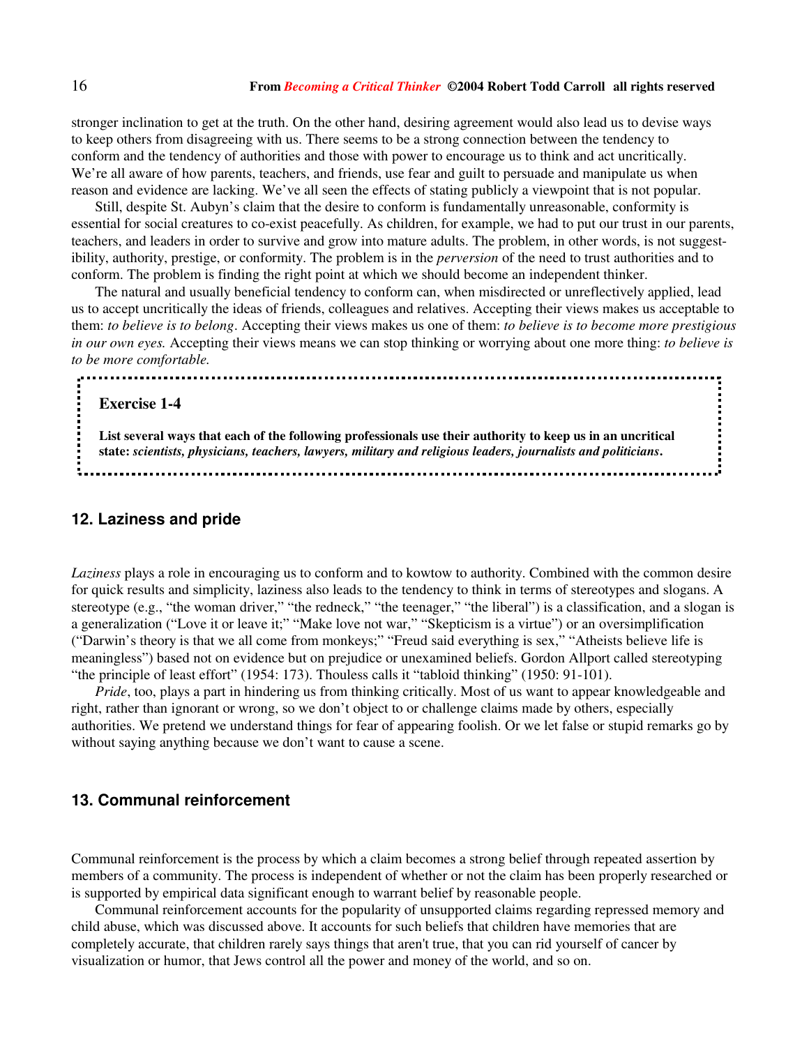stronger inclination to get at the truth. On the other hand, desiring agreement would also lead us to devise ways to keep others from disagreeing with us. There seems to be a strong connection between the tendency to conform and the tendency of authorities and those with power to encourage us to think and act uncritically. We're all aware of how parents, teachers, and friends, use fear and guilt to persuade and manipulate us when reason and evidence are lacking. We've all seen the effects of stating publicly a viewpoint that is not popular.

Still, despite St. Aubyn's claim that the desire to conform is fundamentally unreasonable, conformity is essential for social creatures to co-exist peacefully. As children, for example, we had to put our trust in our parents, teachers, and leaders in order to survive and grow into mature adults. The problem, in other words, is not suggestibility, authority, prestige, or conformity. The problem is in the *perversion* of the need to trust authorities and to conform. The problem is finding the right point at which we should become an independent thinker.

The natural and usually beneficial tendency to conform can, when misdirected or unreflectively applied, lead us to accept uncritically the ideas of friends, colleagues and relatives. Accepting their views makes us acceptable to them: *to believe is to belong*. Accepting their views makes us one of them: *to believe is to become more prestigious in our own eyes.* Accepting their views means we can stop thinking or worrying about one more thing: *to believe is to be more comfortable.*

**Exercise 1-4**

**List several ways that each of the following professionals use their authority to keep us in an uncritical state:** ***scientists, physicians, teachers, lawyers, military and religious leaders, journalists and politicians*****.**

## 12. Laziness and pride

*Laziness* plays a role in encouraging us to conform and to kowtow to authority. Combined with the common desire for quick results and simplicity, laziness also leads to the tendency to think in terms of stereotypes and slogans. A stereotype (e.g., "the woman driver," "the redneck," "the teenager," "the liberal") is a classification, and a slogan is a generalization ("Love it or leave it;" "Make love not war," "Skepticism is a virtue") or an oversimplification ("Darwin's theory is that we all come from monkeys;" "Freud said everything is sex," "Atheists believe life is meaningless") based not on evidence but on prejudice or unexamined beliefs. Gordon Allport called stereotyping "the principle of least effort" (1954: 173). Thouless calls it "tabloid thinking" (1950: 91-101).

*Pride*, too, plays a part in hindering us from thinking critically. Most of us want to appear knowledgeable and right, rather than ignorant or wrong, so we don't object to or challenge claims made by others, especially authorities. We pretend we understand things for fear of appearing foolish. Or we let false or stupid remarks go by without saying anything because we don't want to cause a scene.

## 13. Communal reinforcement

Communal reinforcement is the process by which a claim becomes a strong belief through repeated assertion by members of a community. The process is independent of whether or not the claim has been properly researched or is supported by empirical data significant enough to warrant belief by reasonable people.

Communal reinforcement accounts for the popularity of unsupported claims regarding repressed memory and child abuse, which was discussed above. It accounts for such beliefs that children have memories that are completely accurate, that children rarely says things that aren't true, that you can rid yourself of cancer by visualization or humor, that Jews control all the power and money of the world, and so on.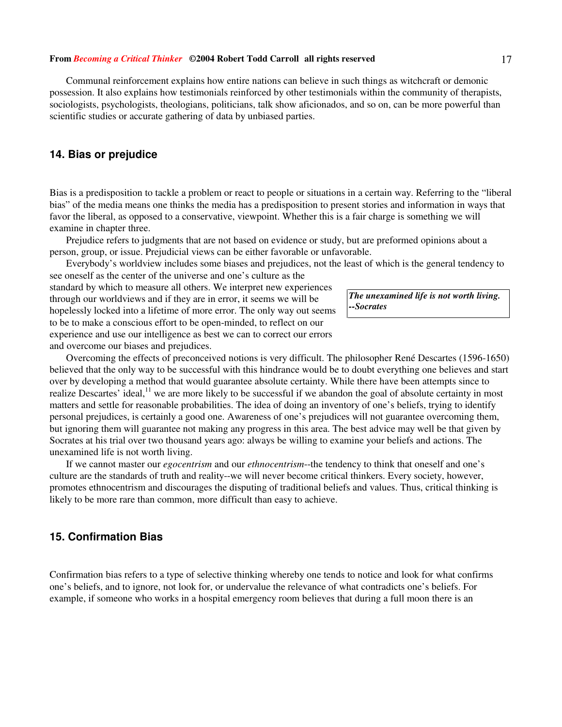Communal reinforcement explains how entire nations can believe in such things as witchcraft or demonic possession. It also explains how testimonials reinforced by other testimonials within the community of therapists, sociologists, psychologists, theologians, politicians, talk show aficionados, and so on, can be more powerful than scientific studies or accurate gathering of data by unbiased parties.

## 14. Bias or prejudice

Bias is a predisposition to tackle a problem or react to people or situations in a certain way. Referring to the "liberal bias" of the media means one thinks the media has a predisposition to present stories and information in ways that favor the liberal, as opposed to a conservative, viewpoint. Whether this is a fair charge is something we will examine in chapter three.

Prejudice refers to judgments that are not based on evidence or study, but are preformed opinions about a person, group, or issue. Prejudicial views can be either favorable or unfavorable.

Everybody's worldview includes some biases and prejudices, not the least of which is the general tendency to see oneself as the center of the universe and one's culture as the standard by which to measure all others. We interpret new experiences through our worldviews and if they are in error, it seems we will be hopelessly locked into a lifetime of more error. The only way out seems to be to make a conscious effort to be open-minded, to reflect on our experience and use our intelligence as best we can to correct our errors and overcome our biases and prejudices.

> ***The unexamined life is not worth living. --Socrates***

Overcoming the effects of preconceived notions is very difficult. The philosopher René Descartes (1596-1650) believed that the only way to be successful with this hindrance would be to doubt everything one believes and start over by developing a method that would guarantee absolute certainty. While there have been attempts since to realize Descartes' ideal,[11] we are more likely to be successful if we abandon the goal of absolute certainty in most matters and settle for reasonable probabilities. The idea of doing an inventory of one's beliefs, trying to identify personal prejudices, is certainly a good one. Awareness of one's prejudices will not guarantee overcoming them, but ignoring them will guarantee not making any progress in this area. The best advice may well be that given by Socrates at his trial over two thousand years ago: always be willing to examine your beliefs and actions. The unexamined life is not worth living.

If we cannot master our *egocentrism* and our *ethnocentrism*--the tendency to think that oneself and one's culture are the standards of truth and reality--we will never become critical thinkers. Every society, however, promotes ethnocentrism and discourages the disputing of traditional beliefs and values. Thus, critical thinking is likely to be more rare than common, more difficult than easy to achieve.

## 15. Confirmation Bias

Confirmation bias refers to a type of selective thinking whereby one tends to notice and look for what confirms one's beliefs, and to ignore, not look for, or undervalue the relevance of what contradicts one's beliefs. For example, if someone who works in a hospital emergency room believes that during a full moon there is an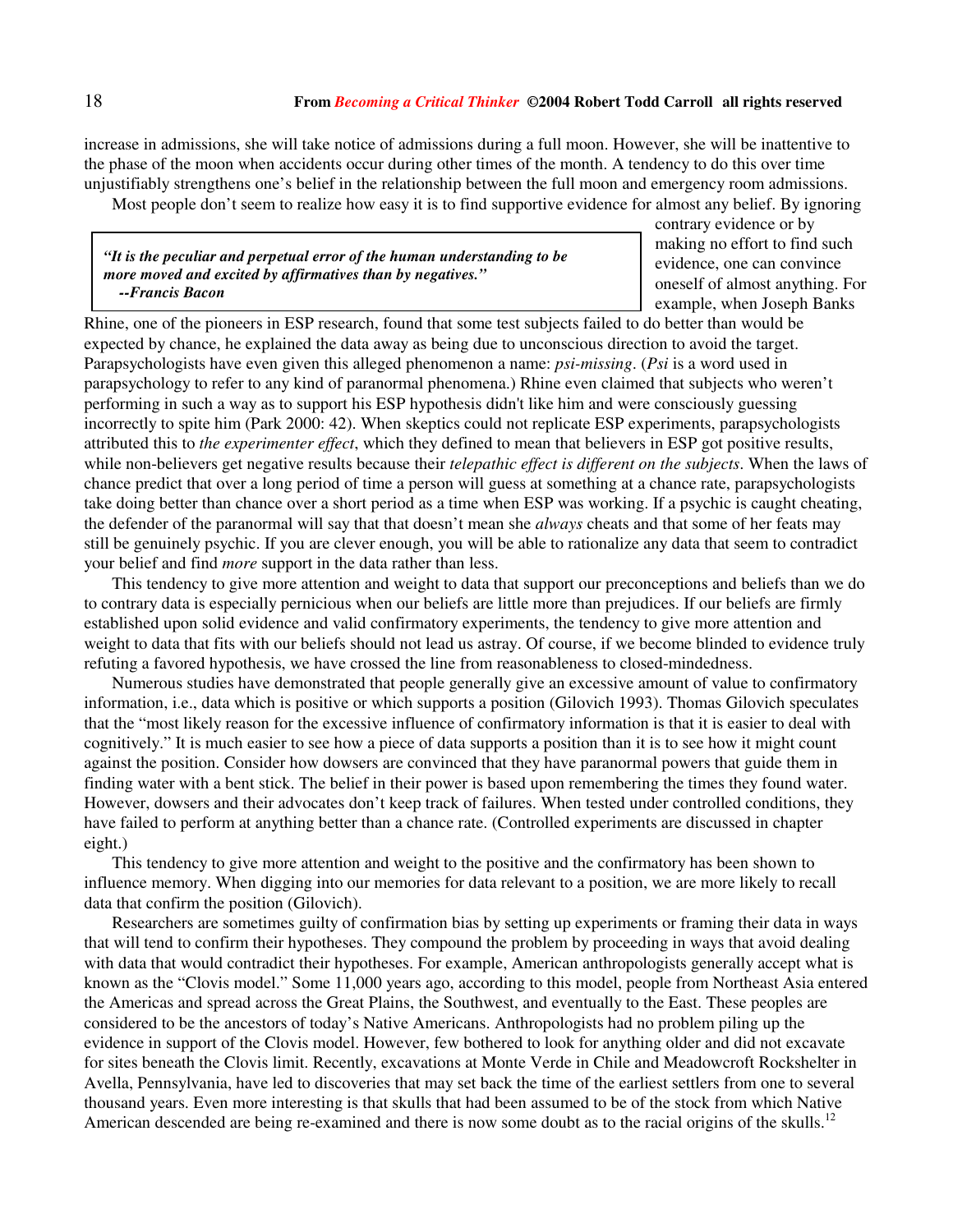increase in admissions, she will take notice of admissions during a full moon. However, she will be inattentive to the phase of the moon when accidents occur during other times of the month. A tendency to do this over time unjustifiably strengthens one's belief in the relationship between the full moon and emergency room admissions.

Most people don't seem to realize how easy it is to find supportive evidence for almost any belief. By ignoring contrary evidence or by making no effort to find such evidence, one can convince oneself of almost anything. For example, when Joseph Banks Rhine, one of the pioneers in ESP research, found that some test subjects failed to do better than would be expected by chance, he explained the data away as being due to unconscious direction to avoid the target. Parapsychologists have even given this alleged phenomenon a name: *psi-missing*. (*Psi* is a word used in parapsychology to refer to any kind of paranormal phenomena.) Rhine even claimed that subjects who weren't performing in such a way as to support his ESP hypothesis didn't like him and were consciously guessing incorrectly to spite him (Park 2000: 42). When skeptics could not replicate ESP experiments, parapsychologists attributed this to *the experimenter effect*, which they defined to mean that believers in ESP got positive results, while non-believers get negative results because their *telepathic effect is different on the subjects*. When the laws of chance predict that over a long period of time a person will guess at something at a chance rate, parapsychologists take doing better than chance over a short period as a time when ESP was working. If a psychic is caught cheating, the defender of the paranormal will say that that doesn't mean she *always* cheats and that some of her feats may still be genuinely psychic. If you are clever enough, you will be able to rationalize any data that seem to contradict your belief and find *more* support in the data rather than less.

> ***"It is the peculiar and perpetual error of the human understanding to be more moved and excited by affirmatives than by negatives."***
> ***--Francis Bacon***

This tendency to give more attention and weight to data that support our preconceptions and beliefs than we do to contrary data is especially pernicious when our beliefs are little more than prejudices. If our beliefs are firmly established upon solid evidence and valid confirmatory experiments, the tendency to give more attention and weight to data that fits with our beliefs should not lead us astray. Of course, if we become blinded to evidence truly refuting a favored hypothesis, we have crossed the line from reasonableness to closed-mindedness.

Numerous studies have demonstrated that people generally give an excessive amount of value to confirmatory information, i.e., data which is positive or which supports a position (Gilovich 1993). Thomas Gilovich speculates that the "most likely reason for the excessive influence of confirmatory information is that it is easier to deal with cognitively." It is much easier to see how a piece of data supports a position than it is to see how it might count against the position. Consider how dowsers are convinced that they have paranormal powers that guide them in finding water with a bent stick. The belief in their power is based upon remembering the times they found water. However, dowsers and their advocates don't keep track of failures. When tested under controlled conditions, they have failed to perform at anything better than a chance rate. (Controlled experiments are discussed in chapter eight.)

This tendency to give more attention and weight to the positive and the confirmatory has been shown to influence memory. When digging into our memories for data relevant to a position, we are more likely to recall data that confirm the position (Gilovich).

Researchers are sometimes guilty of confirmation bias by setting up experiments or framing their data in ways that will tend to confirm their hypotheses. They compound the problem by proceeding in ways that avoid dealing with data that would contradict their hypotheses. For example, American anthropologists generally accept what is known as the "Clovis model." Some 11,000 years ago, according to this model, people from Northeast Asia entered the Americas and spread across the Great Plains, the Southwest, and eventually to the East. These peoples are considered to be the ancestors of today's Native Americans. Anthropologists had no problem piling up the evidence in support of the Clovis model. However, few bothered to look for anything older and did not excavate for sites beneath the Clovis limit. Recently, excavations at Monte Verde in Chile and Meadowcroft Rockshelter in Avella, Pennsylvania, have led to discoveries that may set back the time of the earliest settlers from one to several thousand years. Even more interesting is that skulls that had been assumed to be of the stock from which Native American descended are being re-examined and there is now some doubt as to the racial origins of the skulls.[12]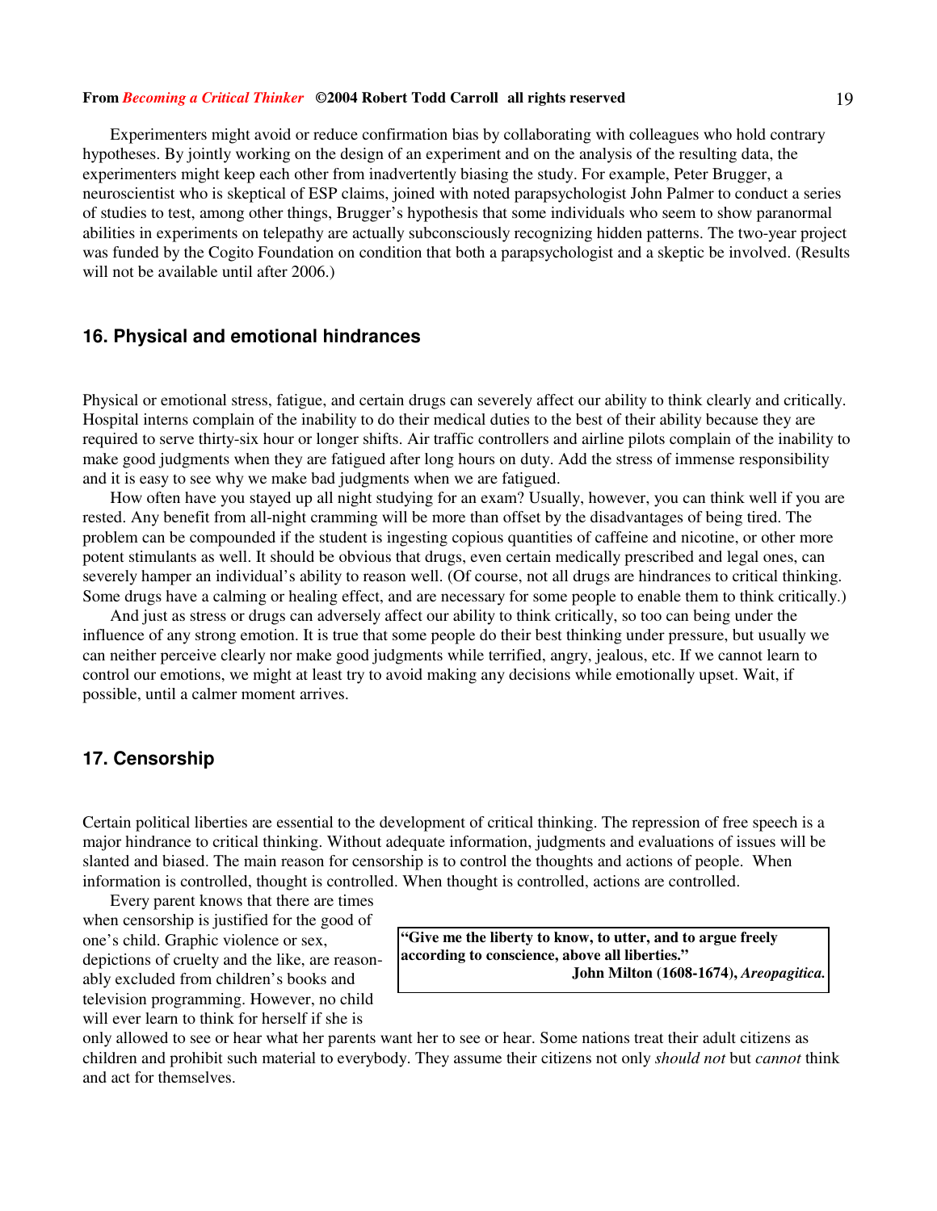Experimenters might avoid or reduce confirmation bias by collaborating with colleagues who hold contrary hypotheses. By jointly working on the design of an experiment and on the analysis of the resulting data, the experimenters might keep each other from inadvertently biasing the study. For example, Peter Brugger, a neuroscientist who is skeptical of ESP claims, joined with noted parapsychologist John Palmer to conduct a series of studies to test, among other things, Brugger's hypothesis that some individuals who seem to show paranormal abilities in experiments on telepathy are actually subconsciously recognizing hidden patterns. The two-year project was funded by the Cogito Foundation on condition that both a parapsychologist and a skeptic be involved. (Results will not be available until after 2006.)

## 16. Physical and emotional hindrances

Physical or emotional stress, fatigue, and certain drugs can severely affect our ability to think clearly and critically. Hospital interns complain of the inability to do their medical duties to the best of their ability because they are required to serve thirty-six hour or longer shifts. Air traffic controllers and airline pilots complain of the inability to make good judgments when they are fatigued after long hours on duty. Add the stress of immense responsibility and it is easy to see why we make bad judgments when we are fatigued.

How often have you stayed up all night studying for an exam? Usually, however, you can think well if you are rested. Any benefit from all-night cramming will be more than offset by the disadvantages of being tired. The problem can be compounded if the student is ingesting copious quantities of caffeine and nicotine, or other more potent stimulants as well. It should be obvious that drugs, even certain medically prescribed and legal ones, can severely hamper an individual's ability to reason well. (Of course, not all drugs are hindrances to critical thinking. Some drugs have a calming or healing effect, and are necessary for some people to enable them to think critically.)

And just as stress or drugs can adversely affect our ability to think critically, so too can being under the influence of any strong emotion. It is true that some people do their best thinking under pressure, but usually we can neither perceive clearly nor make good judgments while terrified, angry, jealous, etc. If we cannot learn to control our emotions, we might at least try to avoid making any decisions while emotionally upset. Wait, if possible, until a calmer moment arrives.

## 17. Censorship

Certain political liberties are essential to the development of critical thinking. The repression of free speech is a major hindrance to critical thinking. Without adequate information, judgments and evaluations of issues will be slanted and biased. The main reason for censorship is to control the thoughts and actions of people. When information is controlled, thought is controlled. When thought is controlled, actions are controlled.

> **"Give me the liberty to know, to utter, and to argue freely according to conscience, above all liberties."**
> **John Milton (1608-1674), *Areopagitica.***

Every parent knows that there are times when censorship is justified for the good of one's child. Graphic violence or sex, depictions of cruelty and the like, are reasonably excluded from children's books and television programming. However, no child will ever learn to think for herself if she is only allowed to see or hear what her parents want her to see or hear. Some nations treat their adult citizens as children and prohibit such material to everybody. They assume their citizens not only *should not* but *cannot* think and act for themselves.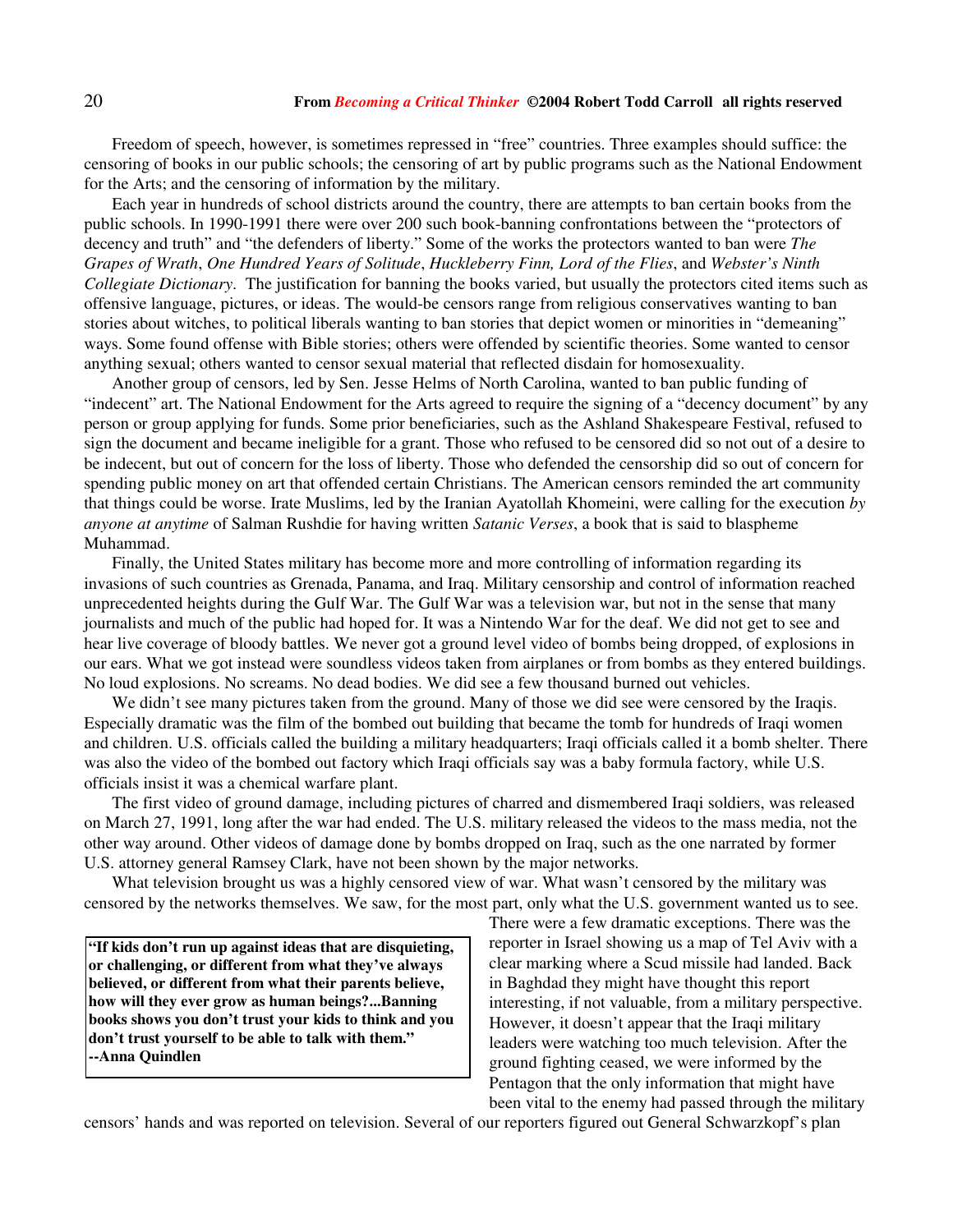Freedom of speech, however, is sometimes repressed in “free” countries. Three examples should suffice: the censoring of books in our public schools; the censoring of art by public programs such as the National Endowment for the Arts; and the censoring of information by the military.

Each year in hundreds of school districts around the country, there are attempts to ban certain books from the public schools. In 1990-1991 there were over 200 such book-banning confrontations between the “protectors of decency and truth” and “the defenders of liberty.” Some of the works the protectors wanted to ban were *The Grapes of Wrath*, *One Hundred Years of Solitude*, *Huckleberry Finn, Lord of the Flies*, and *Webster’s Ninth Collegiate Dictionary*. The justification for banning the books varied, but usually the protectors cited items such as offensive language, pictures, or ideas. The would-be censors range from religious conservatives wanting to ban stories about witches, to political liberals wanting to ban stories that depict women or minorities in “demeaning” ways. Some found offense with Bible stories; others were offended by scientific theories. Some wanted to censor anything sexual; others wanted to censor sexual material that reflected disdain for homosexuality.

Another group of censors, led by Sen. Jesse Helms of North Carolina, wanted to ban public funding of “indecent” art. The National Endowment for the Arts agreed to require the signing of a “decency document” by any person or group applying for funds. Some prior beneficiaries, such as the Ashland Shakespeare Festival, refused to sign the document and became ineligible for a grant. Those who refused to be censored did so not out of a desire to be indecent, but out of concern for the loss of liberty. Those who defended the censorship did so out of concern for spending public money on art that offended certain Christians. The American censors reminded the art community that things could be worse. Irate Muslims, led by the Iranian Ayatollah Khomeini, were calling for the execution *by anyone at anytime* of Salman Rushdie for having written *Satanic Verses*, a book that is said to blaspheme Muhammad.

Finally, the United States military has become more and more controlling of information regarding its invasions of such countries as Grenada, Panama, and Iraq. Military censorship and control of information reached unprecedented heights during the Gulf War. The Gulf War was a television war, but not in the sense that many journalists and much of the public had hoped for. It was a Nintendo War for the deaf. We did not get to see and hear live coverage of bloody battles. We never got a ground level video of bombs being dropped, of explosions in our ears. What we got instead were soundless videos taken from airplanes or from bombs as they entered buildings. No loud explosions. No screams. No dead bodies. We did see a few thousand burned out vehicles.

We didn’t see many pictures taken from the ground. Many of those we did see were censored by the Iraqis. Especially dramatic was the film of the bombed out building that became the tomb for hundreds of Iraqi women and children. U.S. officials called the building a military headquarters; Iraqi officials called it a bomb shelter. There was also the video of the bombed out factory which Iraqi officials say was a baby formula factory, while U.S. officials insist it was a chemical warfare plant.

The first video of ground damage, including pictures of charred and dismembered Iraqi soldiers, was released on March 27, 1991, long after the war had ended. The U.S. military released the videos to the mass media, not the other way around. Other videos of damage done by bombs dropped on Iraq, such as the one narrated by former U.S. attorney general Ramsey Clark, have not been shown by the major networks.

What television brought us was a highly censored view of war. What wasn’t censored by the military was censored by the networks themselves. We saw, for the most part, only what the U.S. government wanted us to see. There were a few dramatic exceptions. There was the reporter in Israel showing us a map of Tel Aviv with a clear marking where a Scud missile had landed. Back in Baghdad they might have thought this report interesting, if not valuable, from a military perspective. However, it doesn’t appear that the Iraqi military leaders were watching too much television. After the ground fighting ceased, we were informed by the Pentagon that the only information that might have been vital to the enemy had passed through the military censors’ hands and was reported on television. Several of our reporters figured out General Schwarzkopf’s plan

> **“If kids don’t run up against ideas that are disquieting, or challenging, or different from what they’ve always believed, or different from what their parents believe, how will they ever grow as human beings?...Banning books shows you don’t trust your kids to think and you don’t trust yourself to be able to talk with them.” --Anna Quindlen**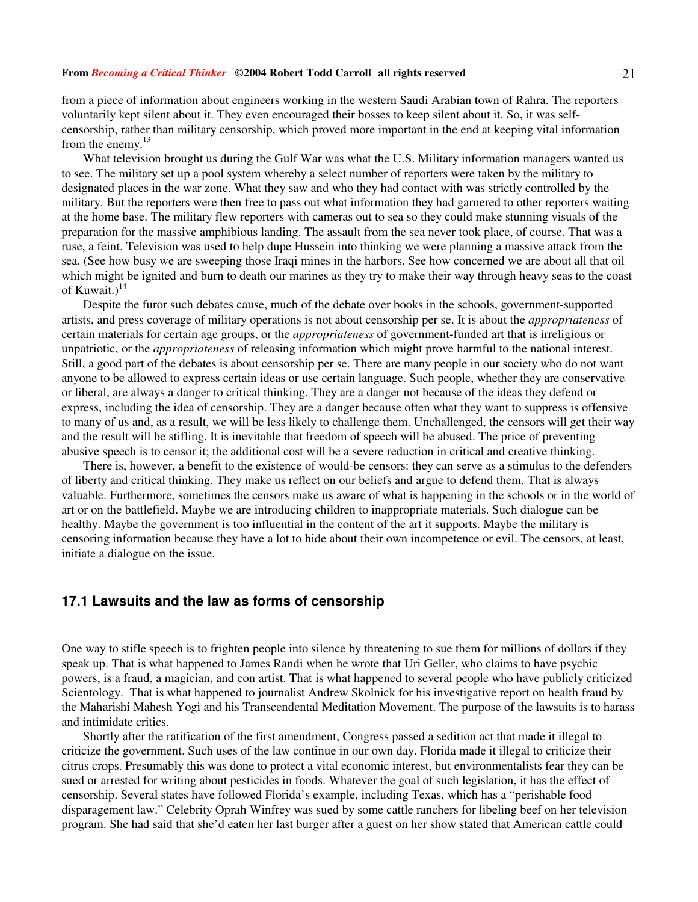from a piece of information about engineers working in the western Saudi Arabian town of Rahra. The reporters voluntarily kept silent about it. They even encouraged their bosses to keep silent about it. So, it was self-censorship, rather than military censorship, which proved more important in the end at keeping vital information from the enemy.[13]

What television brought us during the Gulf War was what the U.S. Military information managers wanted us to see. The military set up a pool system whereby a select number of reporters were taken by the military to designated places in the war zone. What they saw and who they had contact with was strictly controlled by the military. But the reporters were then free to pass out what information they had garnered to other reporters waiting at the home base. The military flew reporters with cameras out to sea so they could make stunning visuals of the preparation for the massive amphibious landing. The assault from the sea never took place, of course. That was a ruse, a feint. Television was used to help dupe Hussein into thinking we were planning a massive attack from the sea. (See how busy we are sweeping those Iraqi mines in the harbors. See how concerned we are about all that oil which might be ignited and burn to death our marines as they try to make their way through heavy seas to the coast of Kuwait.)[14]

Despite the furor such debates cause, much of the debate over books in the schools, government-supported artists, and press coverage of military operations is not about censorship per se. It is about the *appropriateness* of certain materials for certain age groups, or the *appropriateness* of government-funded art that is irreligious or unpatriotic, or the *appropriateness* of releasing information which might prove harmful to the national interest. Still, a good part of the debates is about censorship per se. There are many people in our society who do not want anyone to be allowed to express certain ideas or use certain language. Such people, whether they are conservative or liberal, are always a danger to critical thinking. They are a danger not because of the ideas they defend or express, including the idea of censorship. They are a danger because often what they want to suppress is offensive to many of us and, as a result, we will be less likely to challenge them. Unchallenged, the censors will get their way and the result will be stifling. It is inevitable that freedom of speech will be abused. The price of preventing abusive speech is to censor it; the additional cost will be a severe reduction in critical and creative thinking.

There is, however, a benefit to the existence of would-be censors: they can serve as a stimulus to the defenders of liberty and critical thinking. They make us reflect on our beliefs and argue to defend them. That is always valuable. Furthermore, sometimes the censors make us aware of what is happening in the schools or in the world of art or on the battlefield. Maybe we are introducing children to inappropriate materials. Such dialogue can be healthy. Maybe the government is too influential in the content of the art it supports. Maybe the military is censoring information because they have a lot to hide about their own incompetence or evil. The censors, at least, initiate a dialogue on the issue.

### 17.1 Lawsuits and the law as forms of censorship

One way to stifle speech is to frighten people into silence by threatening to sue them for millions of dollars if they speak up. That is what happened to James Randi when he wrote that Uri Geller, who claims to have psychic powers, is a fraud, a magician, and con artist. That is what happened to several people who have publicly criticized Scientology. That is what happened to journalist Andrew Skolnick for his investigative report on health fraud by the Maharishi Mahesh Yogi and his Transcendental Meditation Movement. The purpose of the lawsuits is to harass and intimidate critics.

Shortly after the ratification of the first amendment, Congress passed a sedition act that made it illegal to criticize the government. Such uses of the law continue in our own day. Florida made it illegal to criticize their citrus crops. Presumably this was done to protect a vital economic interest, but environmentalists fear they can be sued or arrested for writing about pesticides in foods. Whatever the goal of such legislation, it has the effect of censorship. Several states have followed Florida's example, including Texas, which has a "perishable food disparagement law." Celebrity Oprah Winfrey was sued by some cattle ranchers for libeling beef on her television program. She had said that she'd eaten her last burger after a guest on her show stated that American cattle could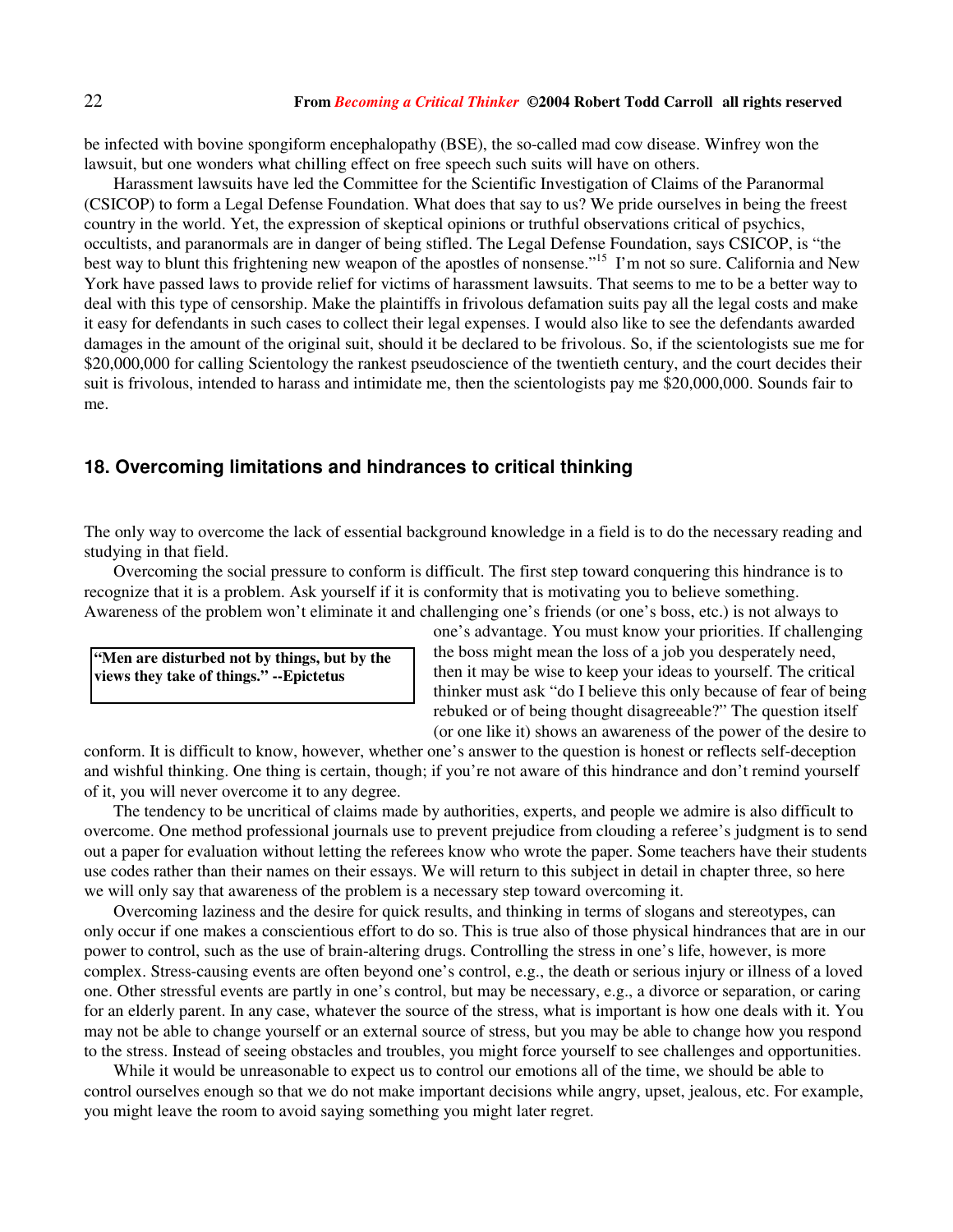be infected with bovine spongiform encephalopathy (BSE), the so-called mad cow disease. Winfrey won the lawsuit, but one wonders what chilling effect on free speech such suits will have on others.

Harassment lawsuits have led the Committee for the Scientific Investigation of Claims of the Paranormal (CSICOP) to form a Legal Defense Foundation. What does that say to us? We pride ourselves in being the freest country in the world. Yet, the expression of skeptical opinions or truthful observations critical of psychics, occultists, and paranormals are in danger of being stifled. The Legal Defense Foundation, says CSICOP, is "the best way to blunt this frightening new weapon of the apostles of nonsense."[15] I'm not so sure. California and New York have passed laws to provide relief for victims of harassment lawsuits. That seems to me to be a better way to deal with this type of censorship. Make the plaintiffs in frivolous defamation suits pay all the legal costs and make it easy for defendants in such cases to collect their legal expenses. I would also like to see the defendants awarded damages in the amount of the original suit, should it be declared to be frivolous. So, if the scientologists sue me for $20,000,000 for calling Scientology the rankest pseudoscience of the twentieth century, and the court decides their suit is frivolous, intended to harass and intimidate me, then the scientologists pay me $20,000,000. Sounds fair to me.

## 18. Overcoming limitations and hindrances to critical thinking

The only way to overcome the lack of essential background knowledge in a field is to do the necessary reading and studying in that field.

Overcoming the social pressure to conform is difficult. The first step toward conquering this hindrance is to recognize that it is a problem. Ask yourself if it is conformity that is motivating you to believe something. Awareness of the problem won't eliminate it and challenging one's friends (or one's boss, etc.) is not always to one's advantage. You must know your priorities. If challenging the boss might mean the loss of a job you desperately need, then it may be wise to keep your ideas to yourself. The critical thinker must ask "do I believe this only because of fear of being rebuked or of being thought disagreeable?" The question itself (or one like it) shows an awareness of the power of the desire to conform. It is difficult to know, however, whether one's answer to the question is honest or reflects self-deception and wishful thinking. One thing is certain, though; if you're not aware of this hindrance and don't remind yourself of it, you will never overcome it to any degree.

> **"Men are disturbed not by things, but by the views they take of things." --Epictetus**

The tendency to be uncritical of claims made by authorities, experts, and people we admire is also difficult to overcome. One method professional journals use to prevent prejudice from clouding a referee's judgment is to send out a paper for evaluation without letting the referees know who wrote the paper. Some teachers have their students use codes rather than their names on their essays. We will return to this subject in detail in chapter three, so here we will only say that awareness of the problem is a necessary step toward overcoming it.

Overcoming laziness and the desire for quick results, and thinking in terms of slogans and stereotypes, can only occur if one makes a conscientious effort to do so. This is true also of those physical hindrances that are in our power to control, such as the use of brain-altering drugs. Controlling the stress in one's life, however, is more complex. Stress-causing events are often beyond one's control, e.g., the death or serious injury or illness of a loved one. Other stressful events are partly in one's control, but may be necessary, e.g., a divorce or separation, or caring for an elderly parent. In any case, whatever the source of the stress, what is important is how one deals with it. You may not be able to change yourself or an external source of stress, but you may be able to change how you respond to the stress. Instead of seeing obstacles and troubles, you might force yourself to see challenges and opportunities.

While it would be unreasonable to expect us to control our emotions all of the time, we should be able to control ourselves enough so that we do not make important decisions while angry, upset, jealous, etc. For example, you might leave the room to avoid saying something you might later regret.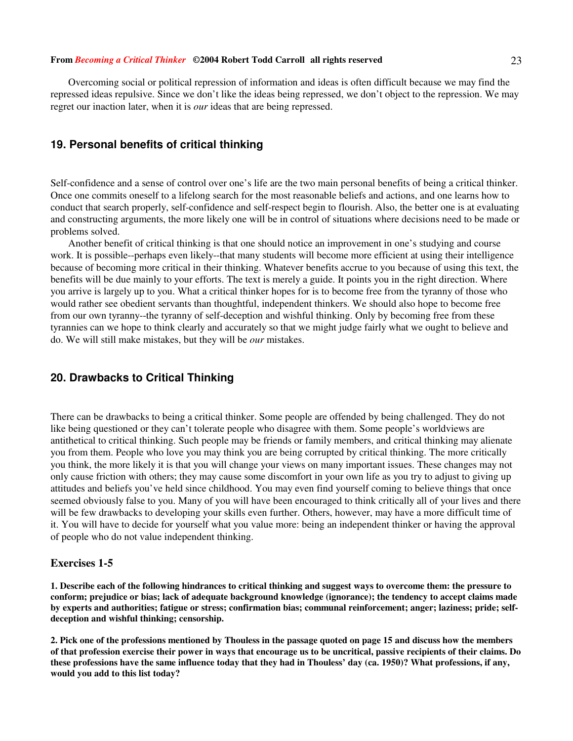Overcoming social or political repression of information and ideas is often difficult because we may find the repressed ideas repulsive. Since we don't like the ideas being repressed, we don't object to the repression. We may regret our inaction later, when it is *our* ideas that are being repressed.

## 19. Personal benefits of critical thinking

Self-confidence and a sense of control over one's life are the two main personal benefits of being a critical thinker. Once one commits oneself to a lifelong search for the most reasonable beliefs and actions, and one learns how to conduct that search properly, self-confidence and self-respect begin to flourish. Also, the better one is at evaluating and constructing arguments, the more likely one will be in control of situations where decisions need to be made or problems solved.

Another benefit of critical thinking is that one should notice an improvement in one's studying and course work. It is possible--perhaps even likely--that many students will become more efficient at using their intelligence because of becoming more critical in their thinking. Whatever benefits accrue to you because of using this text, the benefits will be due mainly to your efforts. The text is merely a guide. It points you in the right direction. Where you arrive is largely up to you. What a critical thinker hopes for is to become free from the tyranny of those who would rather see obedient servants than thoughtful, independent thinkers. We should also hope to become free from our own tyranny--the tyranny of self-deception and wishful thinking. Only by becoming free from these tyrannies can we hope to think clearly and accurately so that we might judge fairly what we ought to believe and do. We will still make mistakes, but they will be *our* mistakes.

## 20. Drawbacks to Critical Thinking

There can be drawbacks to being a critical thinker. Some people are offended by being challenged. They do not like being questioned or they can't tolerate people who disagree with them. Some people's worldviews are antithetical to critical thinking. Such people may be friends or family members, and critical thinking may alienate you from them. People who love you may think you are being corrupted by critical thinking. The more critically you think, the more likely it is that you will change your views on many important issues. These changes may not only cause friction with others; they may cause some discomfort in your own life as you try to adjust to giving up attitudes and beliefs you've held since childhood. You may even find yourself coming to believe things that once seemed obviously false to you. Many of you will have been encouraged to think critically all of your lives and there will be few drawbacks to developing your skills even further. Others, however, may have a more difficult time of it. You will have to decide for yourself what you value more: being an independent thinker or having the approval of people who do not value independent thinking.

### Exercises 1-5

**1. Describe each of the following hindrances to critical thinking and suggest ways to overcome them: the pressure to conform; prejudice or bias; lack of adequate background knowledge (ignorance); the tendency to accept claims made by experts and authorities; fatigue or stress; confirmation bias; communal reinforcement; anger; laziness; pride; self-deception and wishful thinking; censorship.**

**2. Pick one of the professions mentioned by Thouless in the passage quoted on page 15 and discuss how the members of that profession exercise their power in ways that encourage us to be uncritical, passive recipients of their claims. Do these professions have the same influence today that they had in Thouless' day (ca. 1950)? What professions, if any, would you add to this list today?**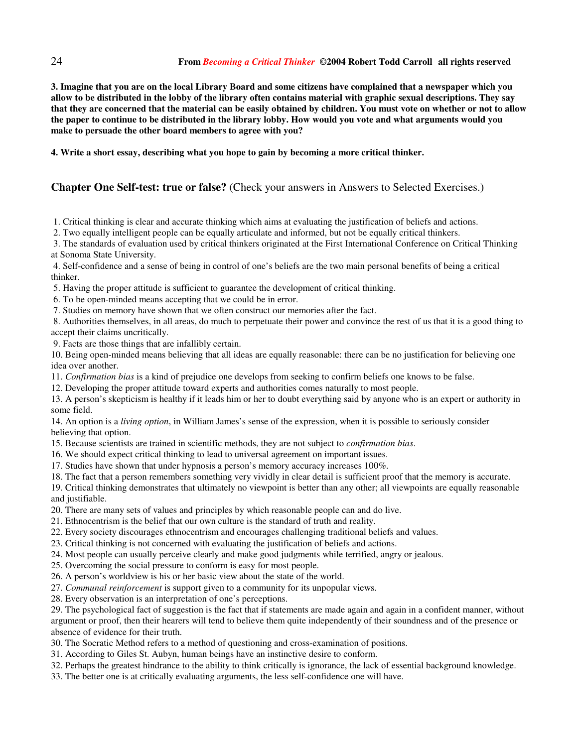**3. Imagine that you are on the local Library Board and some citizens have complained that a newspaper which you allow to be distributed in the lobby of the library often contains material with graphic sexual descriptions. They say that they are concerned that the material can be easily obtained by children. You must vote on whether or not to allow the paper to continue to be distributed in the library lobby. How would you vote and what arguments would you make to persuade the other board members to agree with you?**

**4. Write a short essay, describing what you hope to gain by becoming a more critical thinker.**

## **Chapter One Self-test: true or false?** (Check your answers in Answers to Selected Exercises.)

1. Critical thinking is clear and accurate thinking which aims at evaluating the justification of beliefs and actions.
2. Two equally intelligent people can be equally articulate and informed, but not be equally critical thinkers.
3. The standards of evaluation used by critical thinkers originated at the First International Conference on Critical Thinking at Sonoma State University.
4. Self-confidence and a sense of being in control of one's beliefs are the two main personal benefits of being a critical thinker.
5. Having the proper attitude is sufficient to guarantee the development of critical thinking.
6. To be open-minded means accepting that we could be in error.
7. Studies on memory have shown that we often construct our memories after the fact.
8. Authorities themselves, in all areas, do much to perpetuate their power and convince the rest of us that it is a good thing to accept their claims uncritically.
9. Facts are those things that are infallibly certain.
10. Being open-minded means believing that all ideas are equally reasonable: there can be no justification for believing one idea over another.
11. *Confirmation bias* is a kind of prejudice one develops from seeking to confirm beliefs one knows to be false.
12. Developing the proper attitude toward experts and authorities comes naturally to most people.
13. A person's skepticism is healthy if it leads him or her to doubt everything said by anyone who is an expert or authority in some field.
14. An option is a *living option*, in William James's sense of the expression, when it is possible to seriously consider believing that option.
15. Because scientists are trained in scientific methods, they are not subject to *confirmation bias*.
16. We should expect critical thinking to lead to universal agreement on important issues.
17. Studies have shown that under hypnosis a person's memory accuracy increases 100%.
18. The fact that a person remembers something very vividly in clear detail is sufficient proof that the memory is accurate.
19. Critical thinking demonstrates that ultimately no viewpoint is better than any other; all viewpoints are equally reasonable and justifiable.
20. There are many sets of values and principles by which reasonable people can and do live.
21. Ethnocentrism is the belief that our own culture is the standard of truth and reality.
22. Every society discourages ethnocentrism and encourages challenging traditional beliefs and values.
23. Critical thinking is not concerned with evaluating the justification of beliefs and actions.
24. Most people can usually perceive clearly and make good judgments while terrified, angry or jealous.
25. Overcoming the social pressure to conform is easy for most people.
26. A person's worldview is his or her basic view about the state of the world.
27. *Communal reinforcement* is support given to a community for its unpopular views.
28. Every observation is an interpretation of one's perceptions.
29. The psychological fact of suggestion is the fact that if statements are made again and again in a confident manner, without argument or proof, then their hearers will tend to believe them quite independently of their soundness and of the presence or absence of evidence for their truth.
30. The Socratic Method refers to a method of questioning and cross-examination of positions.
31. According to Giles St. Aubyn, human beings have an instinctive desire to conform.
32. Perhaps the greatest hindrance to the ability to think critically is ignorance, the lack of essential background knowledge.
33. The better one is at critically evaluating arguments, the less self-confidence one will have.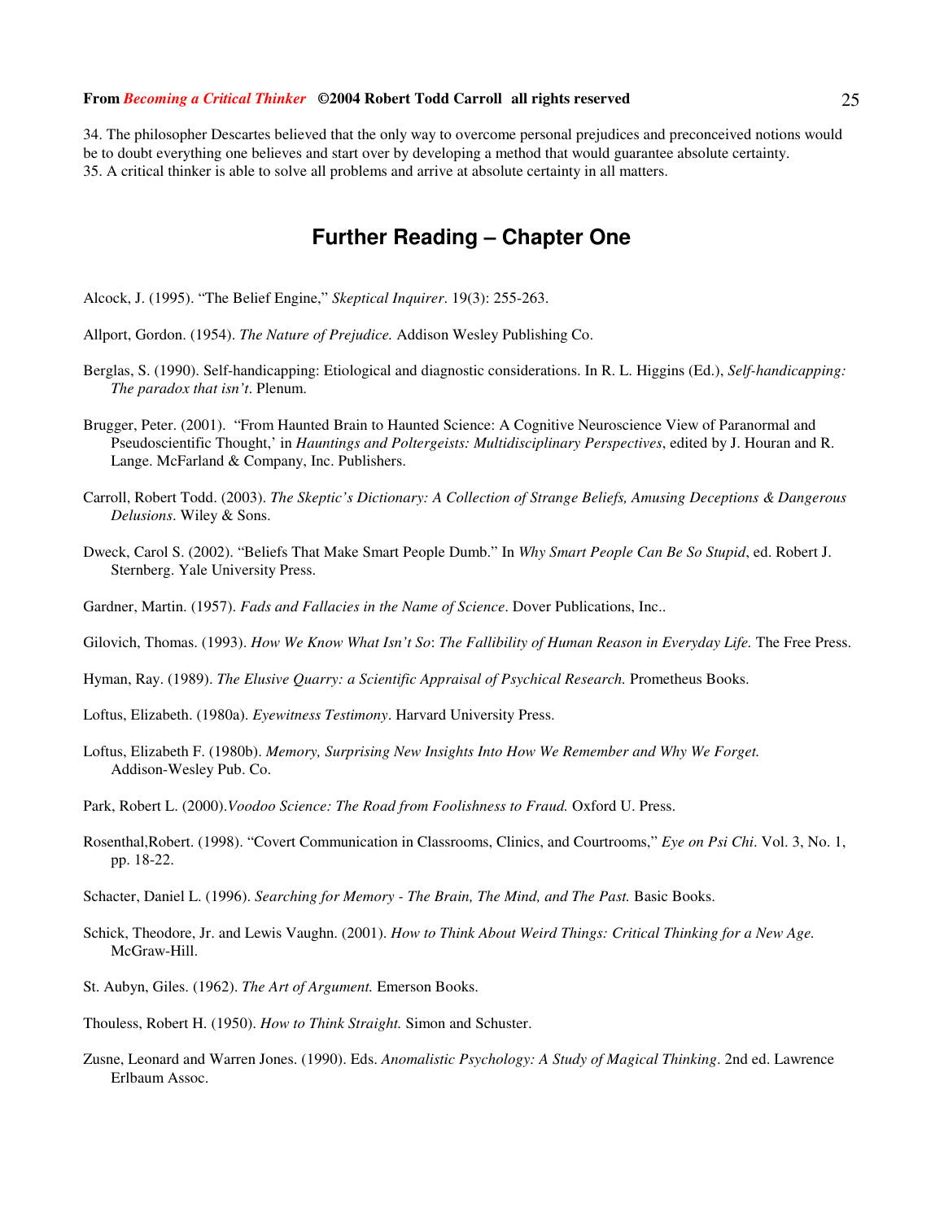34. The philosopher Descartes believed that the only way to overcome personal prejudices and preconceived notions would be to doubt everything one believes and start over by developing a method that would guarantee absolute certainty.
35. A critical thinker is able to solve all problems and arrive at absolute certainty in all matters.

## Further Reading – Chapter One

Alcock, J. (1995). "The Belief Engine," *Skeptical Inquirer*. 19(3): 255-263.

Allport, Gordon. (1954). *The Nature of Prejudice.* Addison Wesley Publishing Co.

Berglas, S. (1990). Self-handicapping: Etiological and diagnostic considerations. In R. L. Higgins (Ed.), *Self-handicapping: The paradox that isn't*. Plenum.

Brugger, Peter. (2001). "From Haunted Brain to Haunted Science: A Cognitive Neuroscience View of Paranormal and Pseudoscientific Thought,' in *Hauntings and Poltergeists: Multidisciplinary Perspectives*, edited by J. Houran and R. Lange. McFarland & Company, Inc. Publishers.

Carroll, Robert Todd. (2003). *The Skeptic's Dictionary: A Collection of Strange Beliefs, Amusing Deceptions & Dangerous Delusions*. Wiley & Sons.

Dweck, Carol S. (2002). "Beliefs That Make Smart People Dumb." In *Why Smart People Can Be So Stupid*, ed. Robert J. Sternberg. Yale University Press.

Gardner, Martin. (1957). *Fads and Fallacies in the Name of Science*. Dover Publications, Inc..

Gilovich, Thomas. (1993). *How We Know What Isn't So*: *The Fallibility of Human Reason in Everyday Life.* The Free Press.

Hyman, Ray. (1989). *The Elusive Quarry: a Scientific Appraisal of Psychical Research.* Prometheus Books.

Loftus, Elizabeth. (1980a). *Eyewitness Testimony*. Harvard University Press.

Loftus, Elizabeth F. (1980b). *Memory, Surprising New Insights Into How We Remember and Why We Forget.* Addison-Wesley Pub. Co.

Park, Robert L. (2000).*Voodoo Science: The Road from Foolishness to Fraud.* Oxford U. Press.

Rosenthal,Robert. (1998). "Covert Communication in Classrooms, Clinics, and Courtrooms," *Eye on Psi Chi*. Vol. 3, No. 1, pp. 18-22.

Schacter, Daniel L. (1996). *Searching for Memory - The Brain, The Mind, and The Past.* Basic Books.

Schick, Theodore, Jr. and Lewis Vaughn. (2001). *How to Think About Weird Things: Critical Thinking for a New Age.* McGraw-Hill.

St. Aubyn, Giles. (1962). *The Art of Argument.* Emerson Books.

Thouless, Robert H. (1950). *How to Think Straight.* Simon and Schuster.

Zusne, Leonard and Warren Jones. (1990). Eds. *Anomalistic Psychology: A Study of Magical Thinking*. 2nd ed. Lawrence Erlbaum Assoc.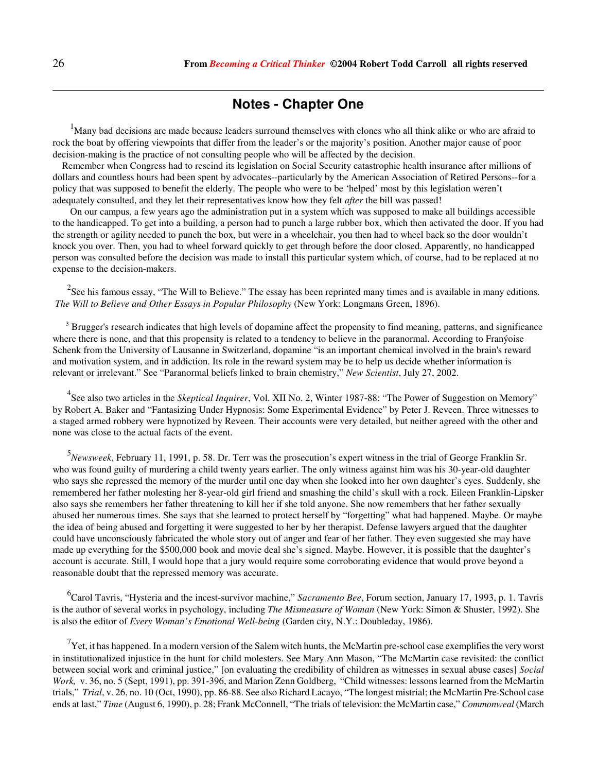## Notes - Chapter One

[1]Many bad decisions are made because leaders surround themselves with clones who all think alike or who are afraid to rock the boat by offering viewpoints that differ from the leader's or the majority's position. Another major cause of poor decision-making is the practice of not consulting people who will be affected by the decision.

Remember when Congress had to rescind its legislation on Social Security catastrophic health insurance after millions of dollars and countless hours had been spent by advocates--particularly by the American Association of Retired Persons--for a policy that was supposed to benefit the elderly. The people who were to be 'helped' most by this legislation weren't adequately consulted, and they let their representatives know how they felt *after* the bill was passed!

On our campus, a few years ago the administration put in a system which was supposed to make all buildings accessible to the handicapped. To get into a building, a person had to punch a large rubber box, which then activated the door. If you had the strength or agility needed to punch the box, but were in a wheelchair, you then had to wheel back so the door wouldn't knock you over. Then, you had to wheel forward quickly to get through before the door closed. Apparently, no handicapped person was consulted before the decision was made to install this particular system which, of course, had to be replaced at no expense to the decision-makers.

[2]See his famous essay, "The Will to Believe." The essay has been reprinted many times and is available in many editions. *The Will to Believe and Other Essays in Popular Philosophy* (New York: Longmans Green, 1896).

[3] Brugger's research indicates that high levels of dopamine affect the propensity to find meaning, patterns, and significance where there is none, and that this propensity is related to a tendency to believe in the paranormal. According to Franýoise Schenk from the University of Lausanne in Switzerland, dopamine "is an important chemical involved in the brain's reward and motivation system, and in addiction. Its role in the reward system may be to help us decide whether information is relevant or irrelevant." See "Paranormal beliefs linked to brain chemistry," *New Scientist*, July 27, 2002.

[4]See also two articles in the *Skeptical Inquirer*, Vol. XII No. 2, Winter 1987-88: "The Power of Suggestion on Memory" by Robert A. Baker and "Fantasizing Under Hypnosis: Some Experimental Evidence" by Peter J. Reveen. Three witnesses to a staged armed robbery were hypnotized by Reveen. Their accounts were very detailed, but neither agreed with the other and none was close to the actual facts of the event.

[5]*Newsweek*, February 11, 1991, p. 58. Dr. Terr was the prosecution's expert witness in the trial of George Franklin Sr. who was found guilty of murdering a child twenty years earlier. The only witness against him was his 30-year-old daughter who says she repressed the memory of the murder until one day when she looked into her own daughter's eyes. Suddenly, she remembered her father molesting her 8-year-old girl friend and smashing the child's skull with a rock. Eileen Franklin-Lipsker also says she remembers her father threatening to kill her if she told anyone. She now remembers that her father sexually abused her numerous times. She says that she learned to protect herself by "forgetting" what had happened. Maybe. Or maybe the idea of being abused and forgetting it were suggested to her by her therapist. Defense lawyers argued that the daughter could have unconsciously fabricated the whole story out of anger and fear of her father. They even suggested she may have made up everything for the $500,000 book and movie deal she's signed. Maybe. However, it is possible that the daughter's account is accurate. Still, I would hope that a jury would require some corroborating evidence that would prove beyond a reasonable doubt that the repressed memory was accurate.

[6]Carol Tavris, "Hysteria and the incest-survivor machine," *Sacramento Bee*, Forum section, January 17, 1993, p. 1. Tavris is the author of several works in psychology, including *The Mismeasure of Woman* (New York: Simon & Shuster, 1992). She is also the editor of *Every Woman's Emotional Well-being* (Garden city, N.Y.: Doubleday, 1986).

[7]Yet, it has happened. In a modern version of the Salem witch hunts, the McMartin pre-school case exemplifies the very worst in institutionalized injustice in the hunt for child molesters. See Mary Ann Mason, "The McMartin case revisited: the conflict between social work and criminal justice," [on evaluating the credibility of children as witnesses in sexual abuse cases] *Social Work,* v. 36, no. 5 (Sept, 1991), pp. 391-396, and Marion Zenn Goldberg, "Child witnesses: lessons learned from the McMartin trials," *Trial*, v. 26, no. 10 (Oct, 1990), pp. 86-88. See also Richard Lacayo, "The longest mistrial; the McMartin Pre-School case ends at last," *Time* (August 6, 1990), p. 28; Frank McConnell, "The trials of television: the McMartin case," *Commonweal* (March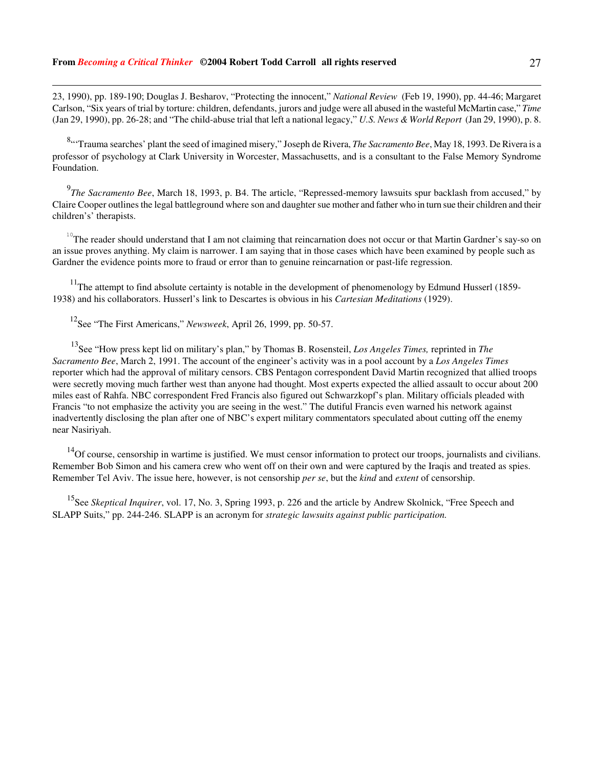23, 1990), pp. 189-190; Douglas J. Besharov, "Protecting the innocent," *National Review* (Feb 19, 1990), pp. 44-46; Margaret Carlson, "Six years of trial by torture: children, defendants, jurors and judge were all abused in the wasteful McMartin case," *Time* (Jan 29, 1990), pp. 26-28; and "The child-abuse trial that left a national legacy," *U.S. News & World Report* (Jan 29, 1990), p. 8.

[8]"'Trauma searches' plant the seed of imagined misery," Joseph de Rivera, *The Sacramento Bee*, May 18, 1993. De Rivera is a professor of psychology at Clark University in Worcester, Massachusetts, and is a consultant to the False Memory Syndrome Foundation.

[9]*The Sacramento Bee*, March 18, 1993, p. B4. The article, "Repressed-memory lawsuits spur backlash from accused," by Claire Cooper outlines the legal battleground where son and daughter sue mother and father who in turn sue their children and their children's' therapists.

[10]The reader should understand that I am not claiming that reincarnation does not occur or that Martin Gardner's say-so on an issue proves anything. My claim is narrower. I am saying that in those cases which have been examined by people such as Gardner the evidence points more to fraud or error than to genuine reincarnation or past-life regression.

[11]The attempt to find absolute certainty is notable in the development of phenomenology by Edmund Husserl (1859-1938) and his collaborators. Husserl's link to Descartes is obvious in his *Cartesian Meditations* (1929).

[12]See "The First Americans," *Newsweek*, April 26, 1999, pp. 50-57.

[13]See "How press kept lid on military's plan," by Thomas B. Rosensteil, *Los Angeles Times,* reprinted in *The Sacramento Bee*, March 2, 1991. The account of the engineer's activity was in a pool account by a *Los Angeles Times* reporter which had the approval of military censors. CBS Pentagon correspondent David Martin recognized that allied troops were secretly moving much farther west than anyone had thought. Most experts expected the allied assault to occur about 200 miles east of Rahfa. NBC correspondent Fred Francis also figured out Schwarzkopf's plan. Military officials pleaded with Francis "to not emphasize the activity you are seeing in the west." The dutiful Francis even warned his network against inadvertently disclosing the plan after one of NBC's expert military commentators speculated about cutting off the enemy near Nasiriyah.

[14]Of course, censorship in wartime is justified. We must censor information to protect our troops, journalists and civilians. Remember Bob Simon and his camera crew who went off on their own and were captured by the Iraqis and treated as spies. Remember Tel Aviv. The issue here, however, is not censorship *per se*, but the *kind* and *extent* of censorship.

[15]See *Skeptical Inquirer*, vol. 17, No. 3, Spring 1993, p. 226 and the article by Andrew Skolnick, "Free Speech and SLAPP Suits," pp. 244-246. SLAPP is an acronym for *strategic lawsuits against public participation.*